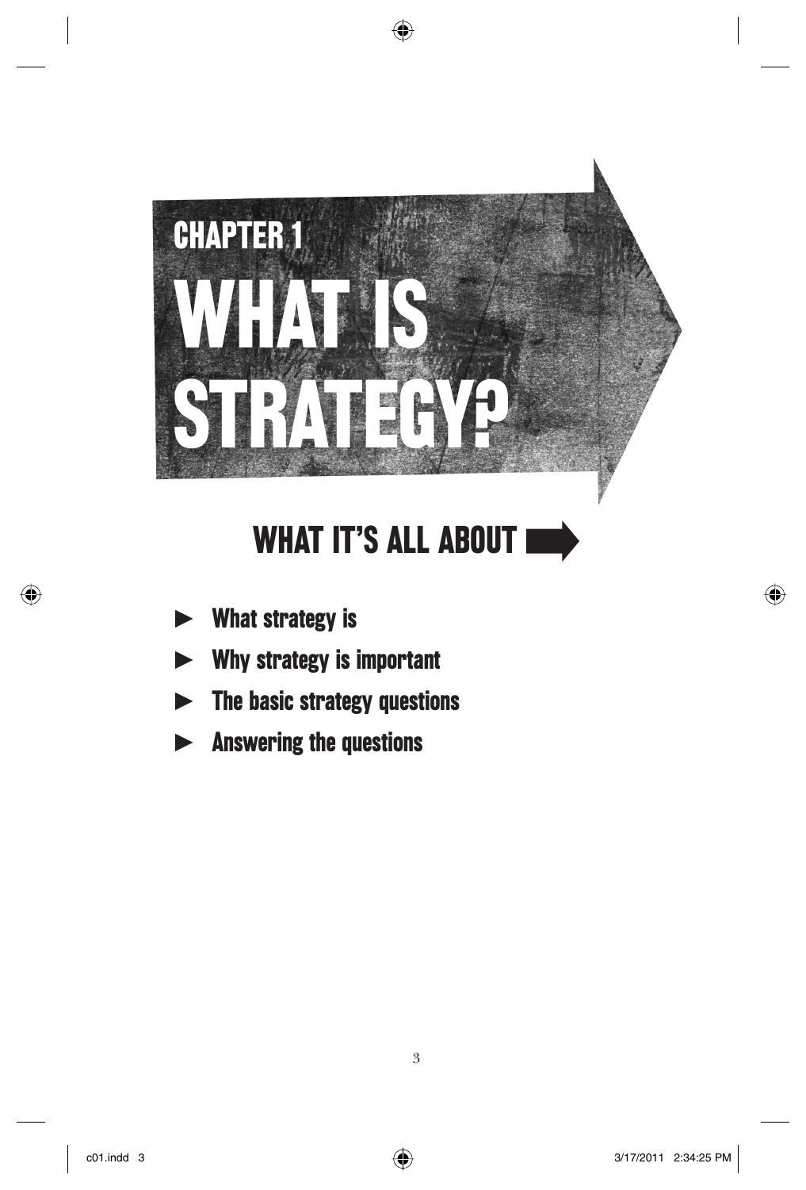# CHAPTER 1

# WHAT IS STRATEGY?

## WHAT IT'S ALL ABOUT

- What strategy is
- Why strategy is important
- The basic strategy questions
- Answering the questions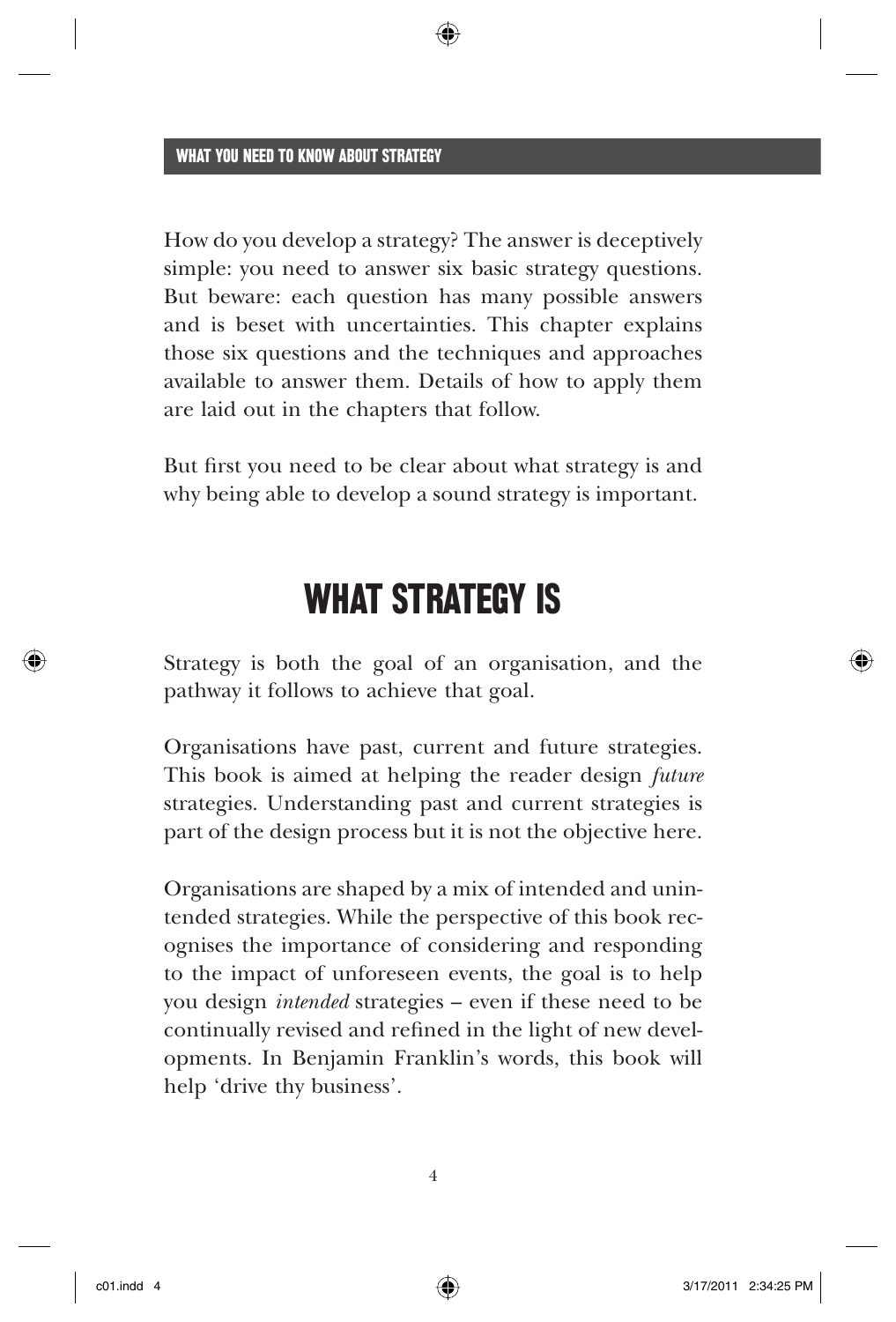How do you develop a strategy? The answer is deceptively simple: you need to answer six basic strategy questions. But beware: each question has many possible answers and is beset with uncertainties. This chapter explains those six questions and the techniques and approaches available to answer them. Details of how to apply them are laid out in the chapters that follow.

But first you need to be clear about what strategy is and why being able to develop a sound strategy is important.

## WHAT STRATEGY IS

Strategy is both the goal of an organisation, and the pathway it follows to achieve that goal.

Organisations have past, current and future strategies. This book is aimed at helping the reader design *future* strategies. Understanding past and current strategies is part of the design process but it is not the objective here.

Organisations are shaped by a mix of intended and unintended strategies. While the perspective of this book recognises the importance of considering and responding to the impact of unforeseen events, the goal is to help you design *intended* strategies – even if these need to be continually revised and refined in the light of new developments. In Benjamin Franklin's words, this book will help 'drive thy business'.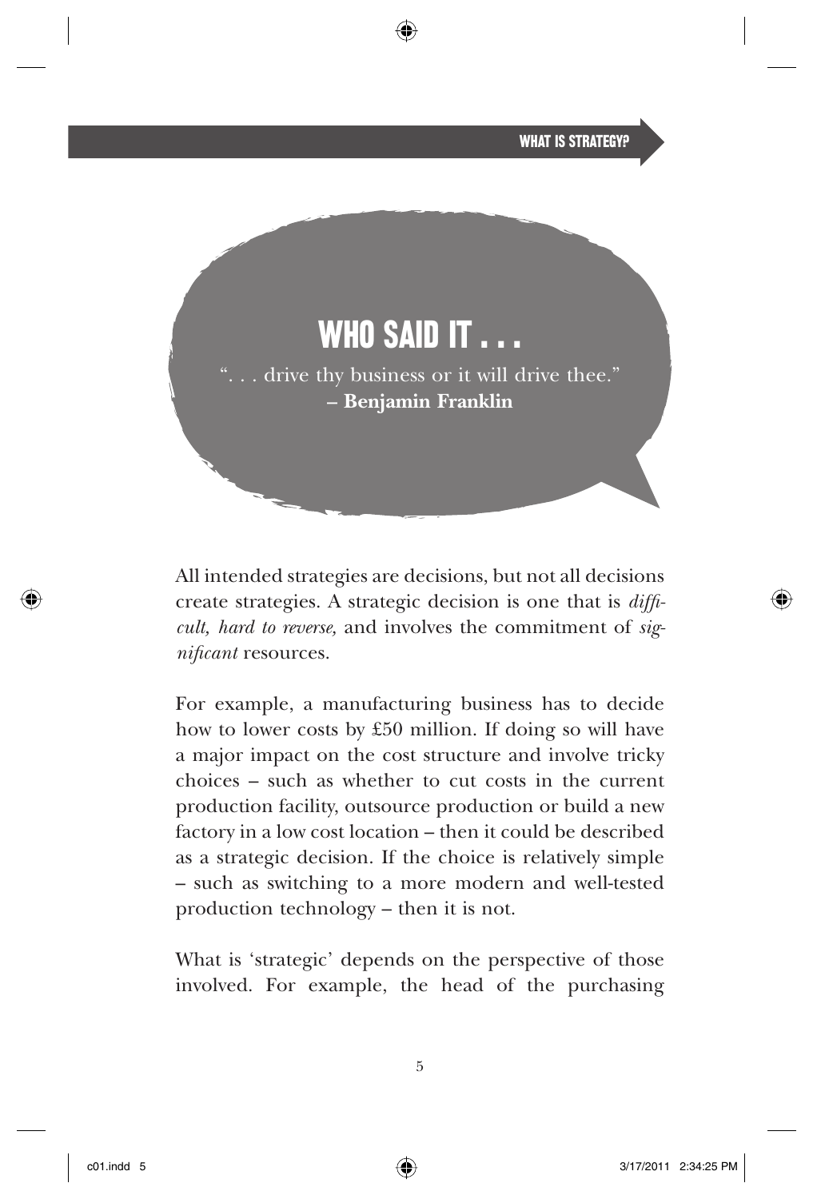## WHO SAID IT . . .

". . . drive thy business or it will drive thee."
**– Benjamin Franklin**

All intended strategies are decisions, but not all decisions create strategies. A strategic decision is one that is *difficult, hard to reverse,* and involves the commitment of *significant* resources.

For example, a manufacturing business has to decide how to lower costs by £50 million. If doing so will have a major impact on the cost structure and involve tricky choices – such as whether to cut costs in the current production facility, outsource production or build a new factory in a low cost location – then it could be described as a strategic decision. If the choice is relatively simple – such as switching to a more modern and well-tested production technology – then it is not.

What is 'strategic' depends on the perspective of those involved. For example, the head of the purchasing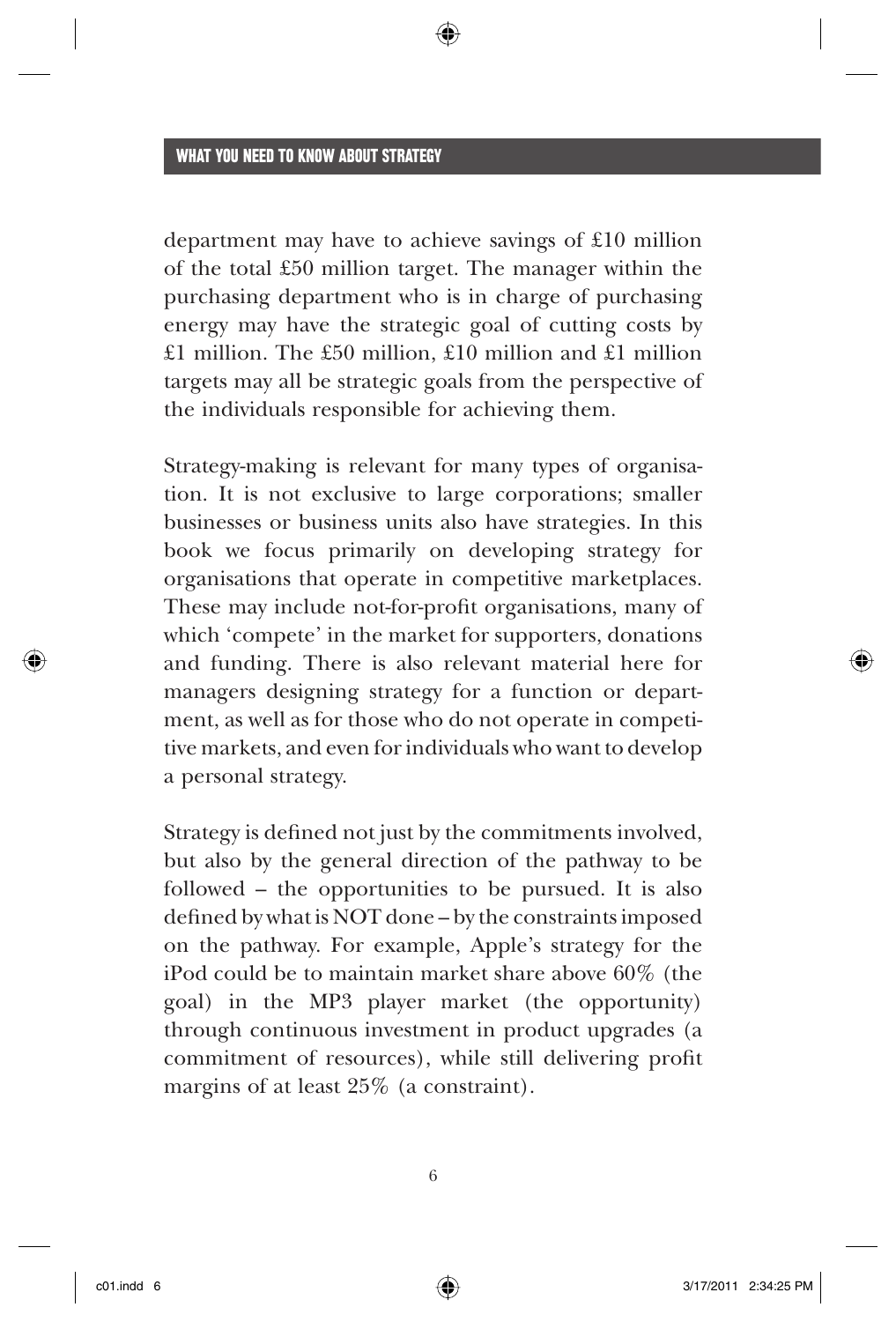department may have to achieve savings of £10 million of the total £50 million target. The manager within the purchasing department who is in charge of purchasing energy may have the strategic goal of cutting costs by £1 million. The £50 million, £10 million and £1 million targets may all be strategic goals from the perspective of the individuals responsible for achieving them.

Strategy-making is relevant for many types of organisation. It is not exclusive to large corporations; smaller businesses or business units also have strategies. In this book we focus primarily on developing strategy for organisations that operate in competitive marketplaces. These may include not-for-profit organisations, many of which 'compete' in the market for supporters, donations and funding. There is also relevant material here for managers designing strategy for a function or department, as well as for those who do not operate in competitive markets, and even for individuals who want to develop a personal strategy.

Strategy is defined not just by the commitments involved, but also by the general direction of the pathway to be followed – the opportunities to be pursued. It is also defined by what is NOT done – by the constraints imposed on the pathway. For example, Apple's strategy for the iPod could be to maintain market share above 60% (the goal) in the MP3 player market (the opportunity) through continuous investment in product upgrades (a commitment of resources), while still delivering profit margins of at least 25% (a constraint).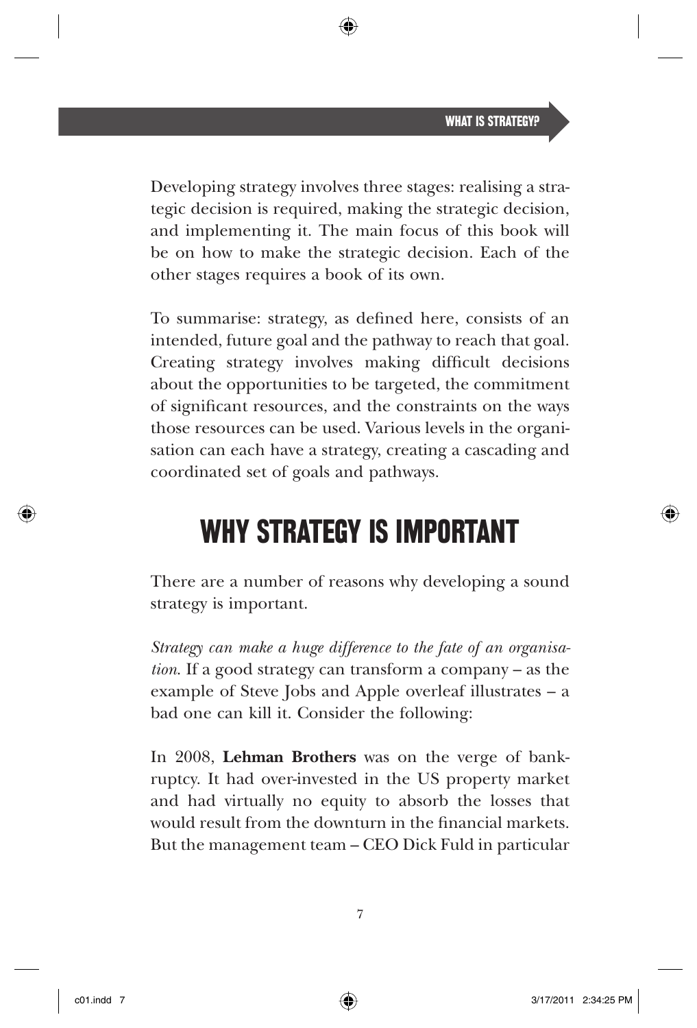Developing strategy involves three stages: realising a strategic decision is required, making the strategic decision, and implementing it. The main focus of this book will be on how to make the strategic decision. Each of the other stages requires a book of its own.

To summarise: strategy, as defined here, consists of an intended, future goal and the pathway to reach that goal. Creating strategy involves making difficult decisions about the opportunities to be targeted, the commitment of significant resources, and the constraints on the ways those resources can be used. Various levels in the organisation can each have a strategy, creating a cascading and coordinated set of goals and pathways.

## WHY STRATEGY IS IMPORTANT

There are a number of reasons why developing a sound strategy is important.

*Strategy can make a huge difference to the fate of an organisation.* If a good strategy can transform a company – as the example of Steve Jobs and Apple overleaf illustrates – a bad one can kill it. Consider the following:

In 2008, **Lehman Brothers** was on the verge of bankruptcy. It had over-invested in the US property market and had virtually no equity to absorb the losses that would result from the downturn in the financial markets. But the management team – CEO Dick Fuld in particular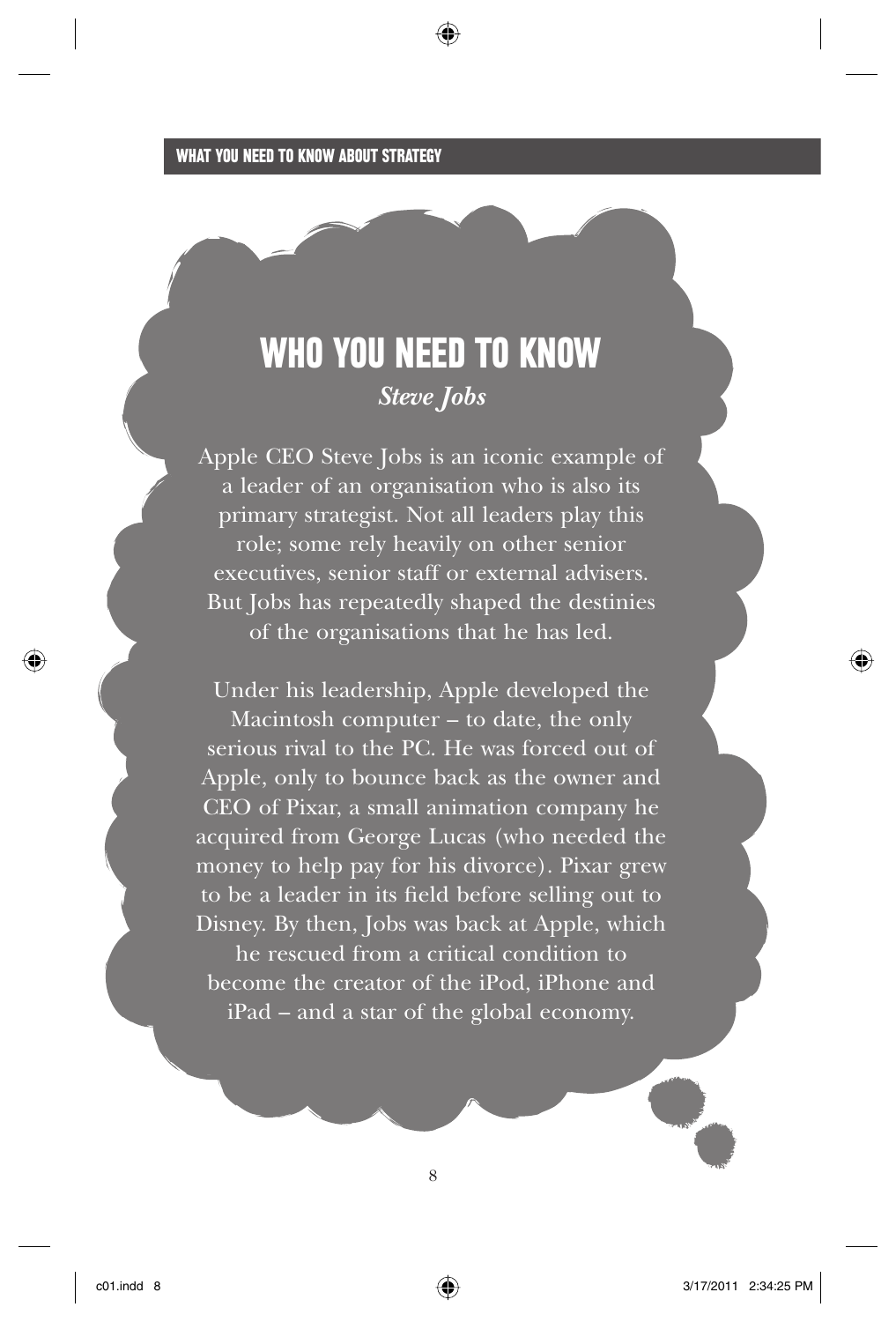## WHO YOU NEED TO KNOW

*Steve Jobs*

Apple CEO Steve Jobs is an iconic example of a leader of an organisation who is also its primary strategist. Not all leaders play this role; some rely heavily on other senior executives, senior staff or external advisers. But Jobs has repeatedly shaped the destinies of the organisations that he has led.

Under his leadership, Apple developed the Macintosh computer – to date, the only serious rival to the PC. He was forced out of Apple, only to bounce back as the owner and CEO of Pixar, a small animation company he acquired from George Lucas (who needed the money to help pay for his divorce). Pixar grew to be a leader in its field before selling out to Disney. By then, Jobs was back at Apple, which he rescued from a critical condition to become the creator of the iPod, iPhone and iPad – and a star of the global economy.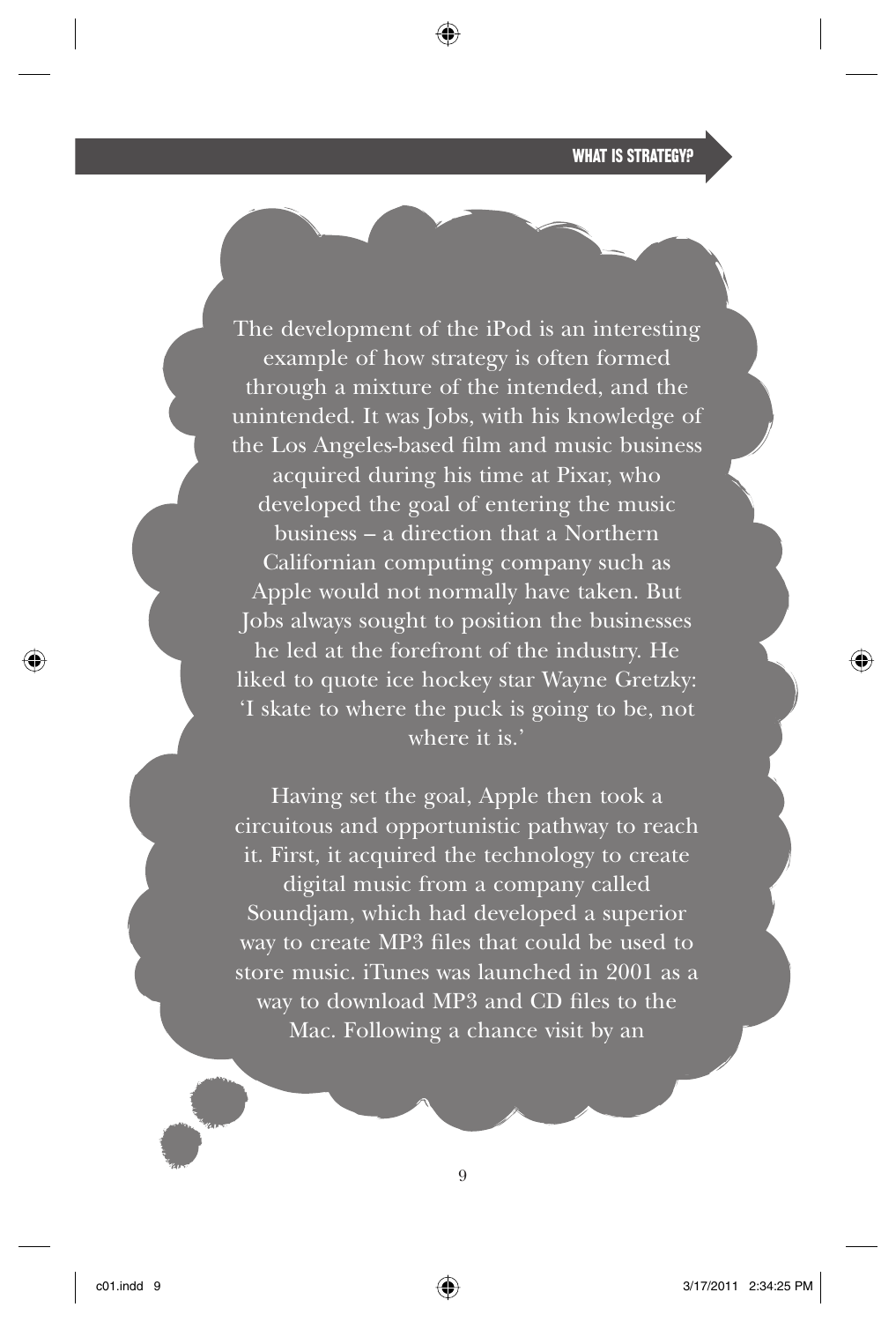The development of the iPod is an interesting example of how strategy is often formed through a mixture of the intended, and the unintended. It was Jobs, with his knowledge of the Los Angeles-based film and music business acquired during his time at Pixar, who developed the goal of entering the music business – a direction that a Northern Californian computing company such as Apple would not normally have taken. But Jobs always sought to position the businesses he led at the forefront of the industry. He liked to quote ice hockey star Wayne Gretzky: 'I skate to where the puck is going to be, not where it is.'

Having set the goal, Apple then took a circuitous and opportunistic pathway to reach it. First, it acquired the technology to create digital music from a company called Soundjam, which had developed a superior way to create MP3 files that could be used to store music. iTunes was launched in 2001 as a way to download MP3 and CD files to the Mac. Following a chance visit by an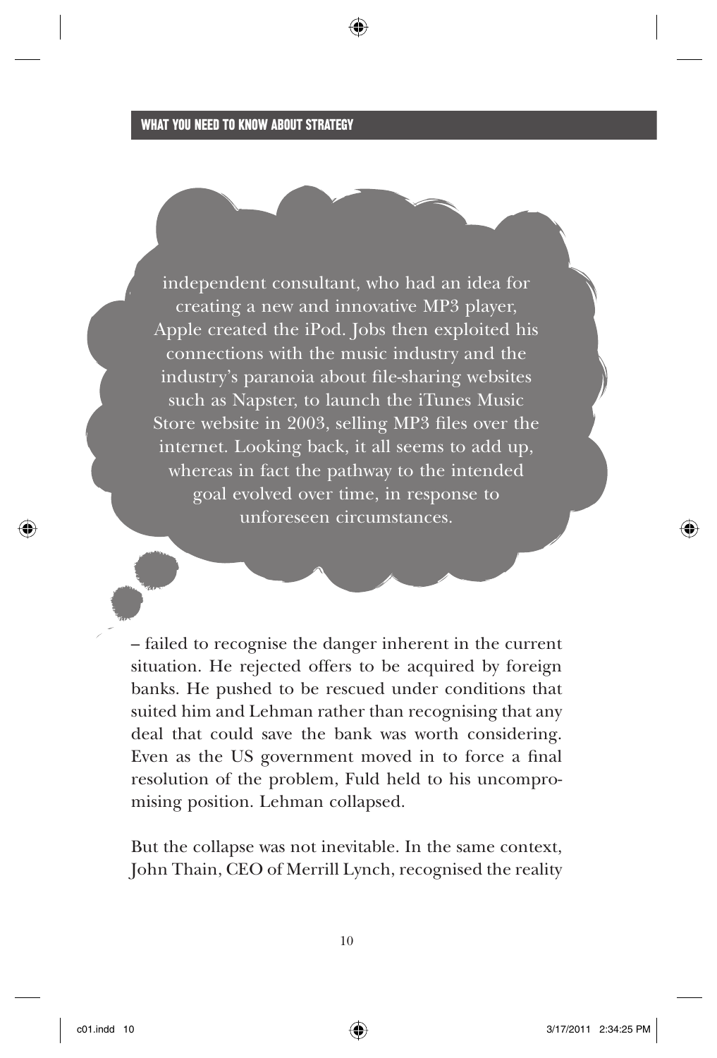independent consultant, who had an idea for creating a new and innovative MP3 player, Apple created the iPod. Jobs then exploited his connections with the music industry and the industry's paranoia about file-sharing websites such as Napster, to launch the iTunes Music Store website in 2003, selling MP3 files over the internet. Looking back, it all seems to add up, whereas in fact the pathway to the intended goal evolved over time, in response to unforeseen circumstances.

– failed to recognise the danger inherent in the current situation. He rejected offers to be acquired by foreign banks. He pushed to be rescued under conditions that suited him and Lehman rather than recognising that any deal that could save the bank was worth considering. Even as the US government moved in to force a final resolution of the problem, Fuld held to his uncompromising position. Lehman collapsed.

But the collapse was not inevitable. In the same context, John Thain, CEO of Merrill Lynch, recognised the reality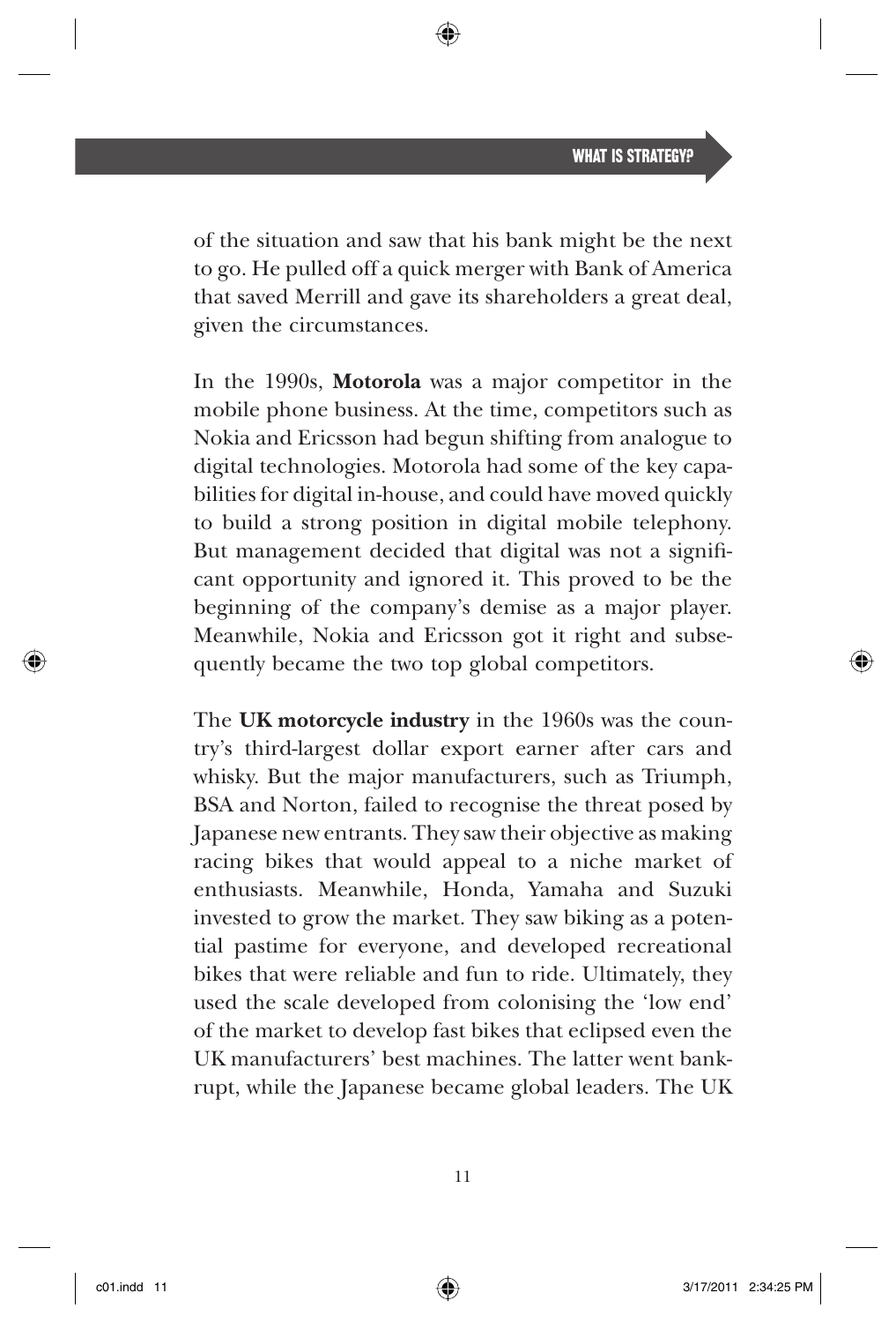of the situation and saw that his bank might be the next to go. He pulled off a quick merger with Bank of America that saved Merrill and gave its shareholders a great deal, given the circumstances.

In the 1990s, **Motorola** was a major competitor in the mobile phone business. At the time, competitors such as Nokia and Ericsson had begun shifting from analogue to digital technologies. Motorola had some of the key capabilities for digital in-house, and could have moved quickly to build a strong position in digital mobile telephony. But management decided that digital was not a significant opportunity and ignored it. This proved to be the beginning of the company's demise as a major player. Meanwhile, Nokia and Ericsson got it right and subsequently became the two top global competitors.

The **UK motorcycle industry** in the 1960s was the country's third-largest dollar export earner after cars and whisky. But the major manufacturers, such as Triumph, BSA and Norton, failed to recognise the threat posed by Japanese new entrants. They saw their objective as making racing bikes that would appeal to a niche market of enthusiasts. Meanwhile, Honda, Yamaha and Suzuki invested to grow the market. They saw biking as a potential pastime for everyone, and developed recreational bikes that were reliable and fun to ride. Ultimately, they used the scale developed from colonising the 'low end' of the market to develop fast bikes that eclipsed even the UK manufacturers' best machines. The latter went bankrupt, while the Japanese became global leaders. The UK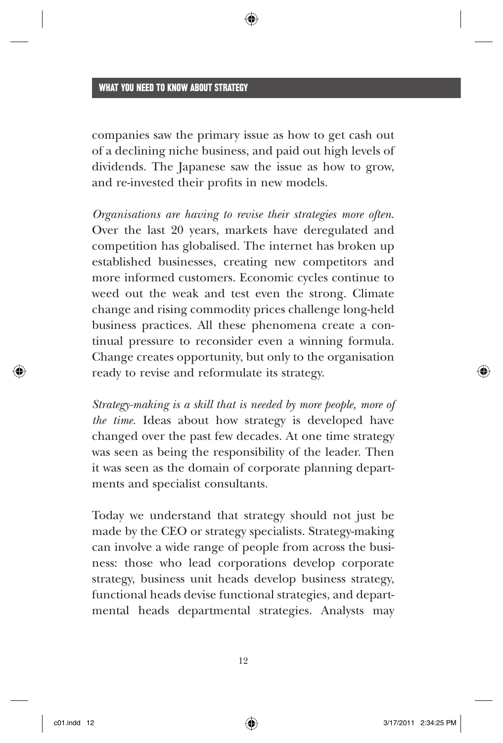companies saw the primary issue as how to get cash out of a declining niche business, and paid out high levels of dividends. The Japanese saw the issue as how to grow, and re-invested their profits in new models.

*Organisations are having to revise their strategies more often.* Over the last 20 years, markets have deregulated and competition has globalised. The internet has broken up established businesses, creating new competitors and more informed customers. Economic cycles continue to weed out the weak and test even the strong. Climate change and rising commodity prices challenge long-held business practices. All these phenomena create a continual pressure to reconsider even a winning formula. Change creates opportunity, but only to the organisation ready to revise and reformulate its strategy.

*Strategy-making is a skill that is needed by more people, more of the time.* Ideas about how strategy is developed have changed over the past few decades. At one time strategy was seen as being the responsibility of the leader. Then it was seen as the domain of corporate planning departments and specialist consultants.

Today we understand that strategy should not just be made by the CEO or strategy specialists. Strategy-making can involve a wide range of people from across the business: those who lead corporations develop corporate strategy, business unit heads develop business strategy, functional heads devise functional strategies, and departmental heads departmental strategies. Analysts may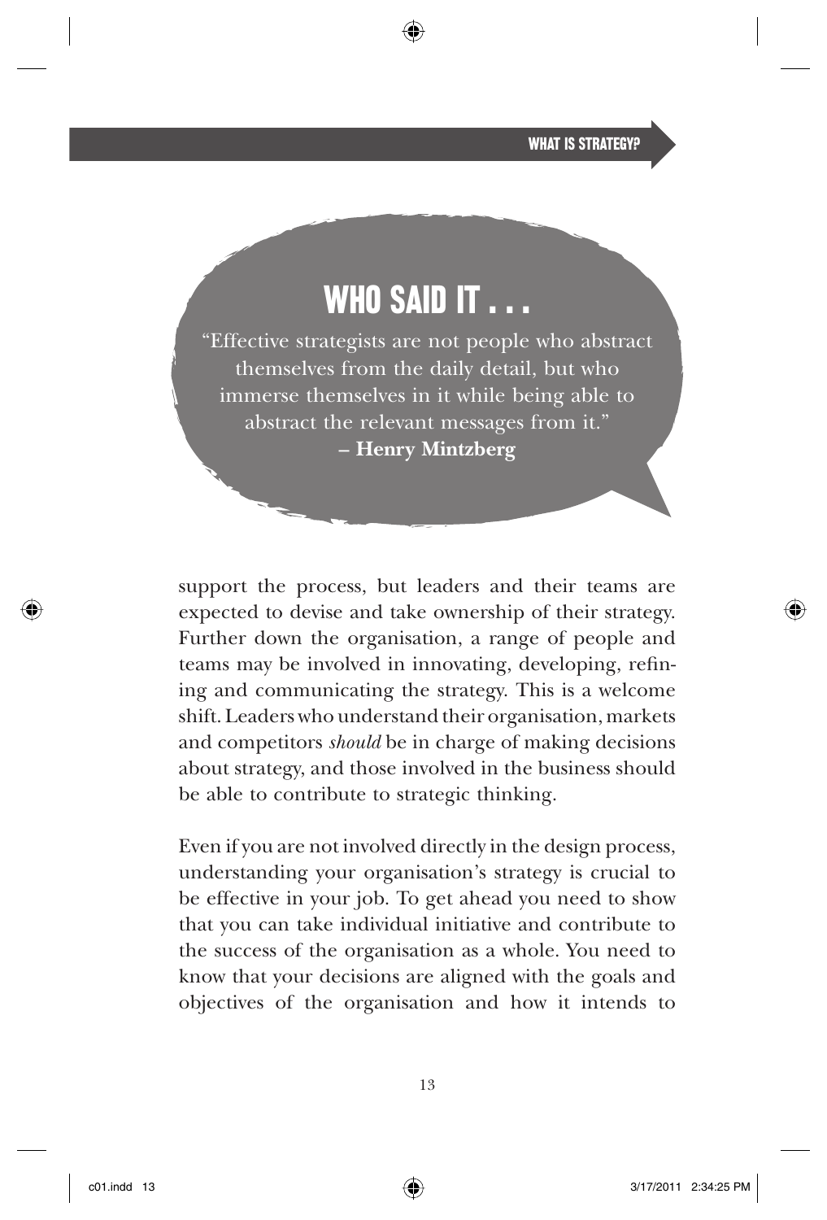## WHO SAID IT . . .

"Effective strategists are not people who abstract themselves from the daily detail, but who immerse themselves in it while being able to abstract the relevant messages from it."
**– Henry Mintzberg**

support the process, but leaders and their teams are expected to devise and take ownership of their strategy. Further down the organisation, a range of people and teams may be involved in innovating, developing, refining and communicating the strategy. This is a welcome shift. Leaders who understand their organisation, markets and competitors *should* be in charge of making decisions about strategy, and those involved in the business should be able to contribute to strategic thinking.

Even if you are not involved directly in the design process, understanding your organisation's strategy is crucial to be effective in your job. To get ahead you need to show that you can take individual initiative and contribute to the success of the organisation as a whole. You need to know that your decisions are aligned with the goals and objectives of the organisation and how it intends to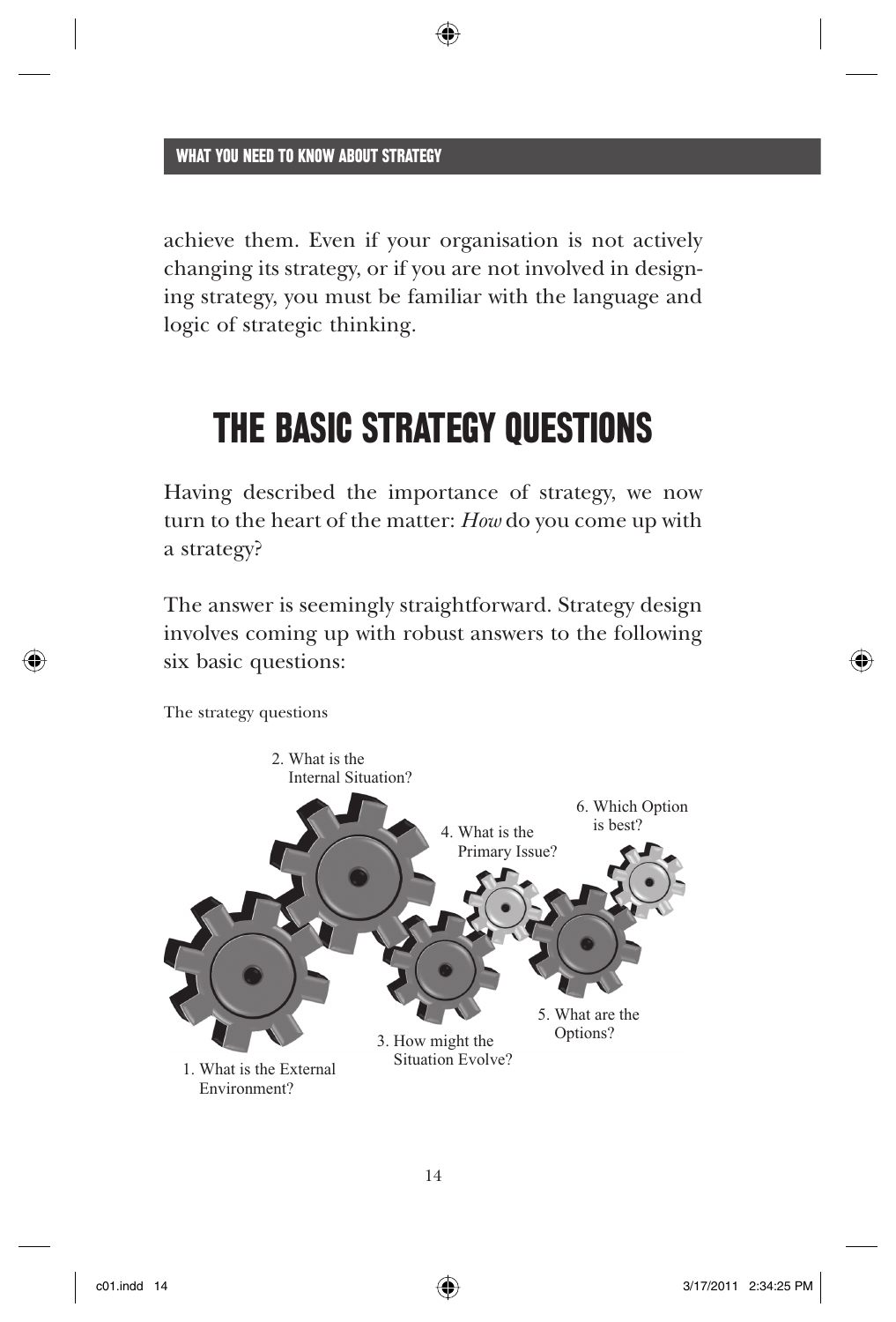achieve them. Even if your organisation is not actively changing its strategy, or if you are not involved in designing strategy, you must be familiar with the language and logic of strategic thinking.

## THE BASIC STRATEGY QUESTIONS

Having described the importance of strategy, we now turn to the heart of the matter: *How* do you come up with a strategy?

The answer is seemingly straightforward. Strategy design involves coming up with robust answers to the following six basic questions:

The strategy questions

1. What is the External Environment?
2. What is the Internal Situation?
3. How might the Situation Evolve?
4. What is the Primary Issue?
5. What are the Options?
6. Which Option is best?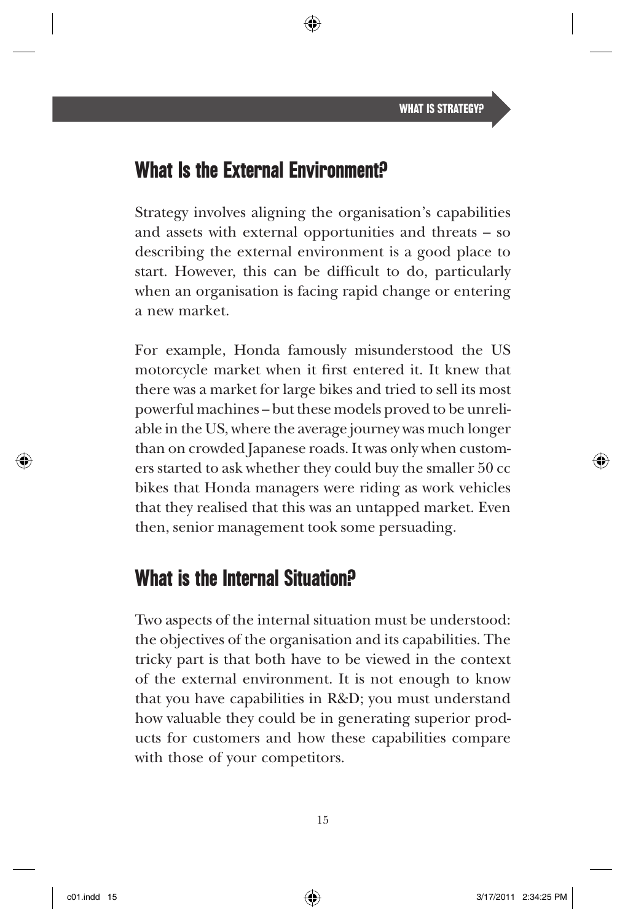## What Is the External Environment?

Strategy involves aligning the organisation's capabilities and assets with external opportunities and threats – so describing the external environment is a good place to start. However, this can be difficult to do, particularly when an organisation is facing rapid change or entering a new market.

For example, Honda famously misunderstood the US motorcycle market when it first entered it. It knew that there was a market for large bikes and tried to sell its most powerful machines – but these models proved to be unreliable in the US, where the average journey was much longer than on crowded Japanese roads. It was only when customers started to ask whether they could buy the smaller 50 cc bikes that Honda managers were riding as work vehicles that they realised that this was an untapped market. Even then, senior management took some persuading.

## What is the Internal Situation?

Two aspects of the internal situation must be understood: the objectives of the organisation and its capabilities. The tricky part is that both have to be viewed in the context of the external environment. It is not enough to know that you have capabilities in R&D; you must understand how valuable they could be in generating superior products for customers and how these capabilities compare with those of your competitors.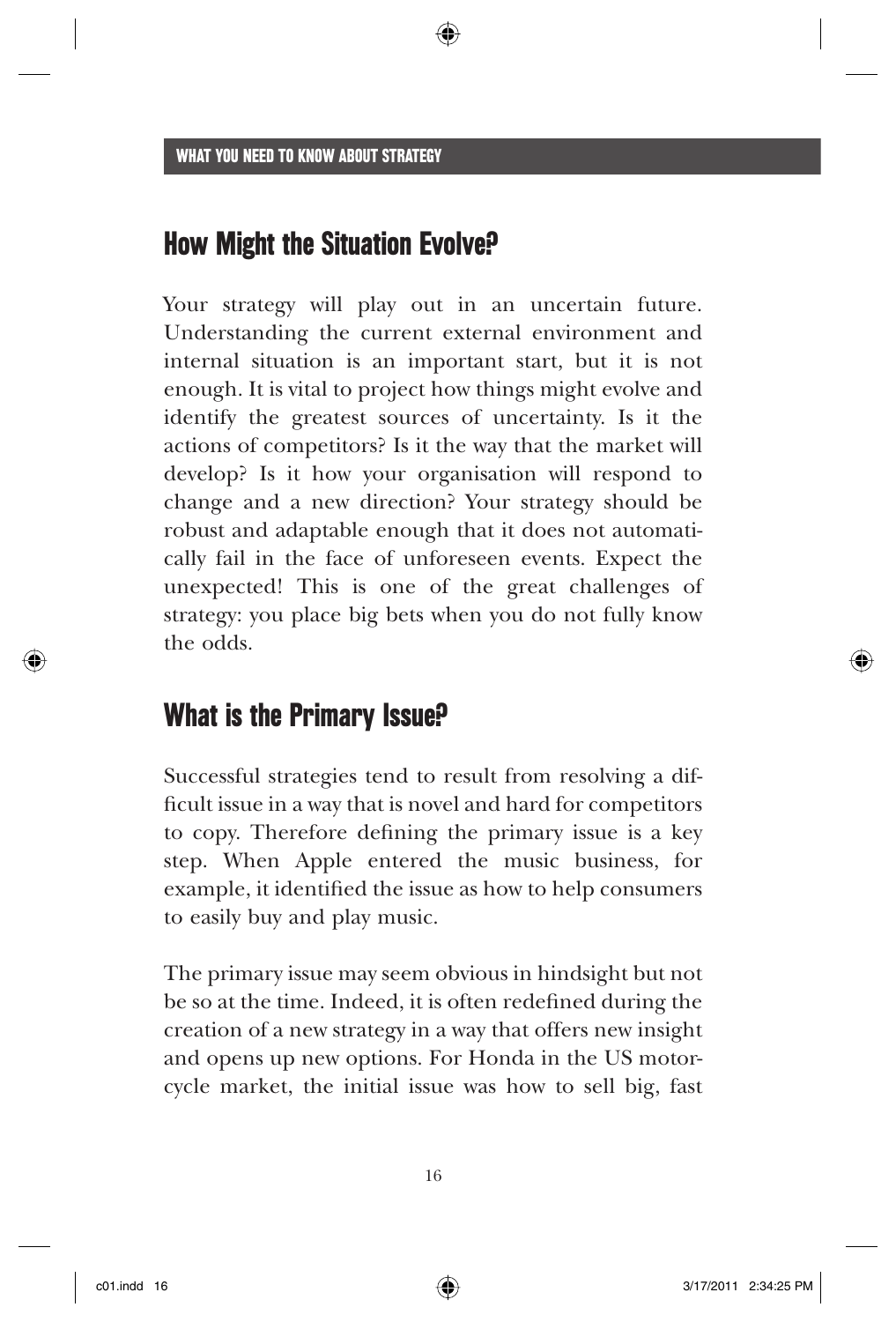## How Might the Situation Evolve?

Your strategy will play out in an uncertain future. Understanding the current external environment and internal situation is an important start, but it is not enough. It is vital to project how things might evolve and identify the greatest sources of uncertainty. Is it the actions of competitors? Is it the way that the market will develop? Is it how your organisation will respond to change and a new direction? Your strategy should be robust and adaptable enough that it does not automatically fail in the face of unforeseen events. Expect the unexpected! This is one of the great challenges of strategy: you place big bets when you do not fully know the odds.

## What is the Primary Issue?

Successful strategies tend to result from resolving a difficult issue in a way that is novel and hard for competitors to copy. Therefore defining the primary issue is a key step. When Apple entered the music business, for example, it identified the issue as how to help consumers to easily buy and play music.

The primary issue may seem obvious in hindsight but not be so at the time. Indeed, it is often redefined during the creation of a new strategy in a way that offers new insight and opens up new options. For Honda in the US motorcycle market, the initial issue was how to sell big, fast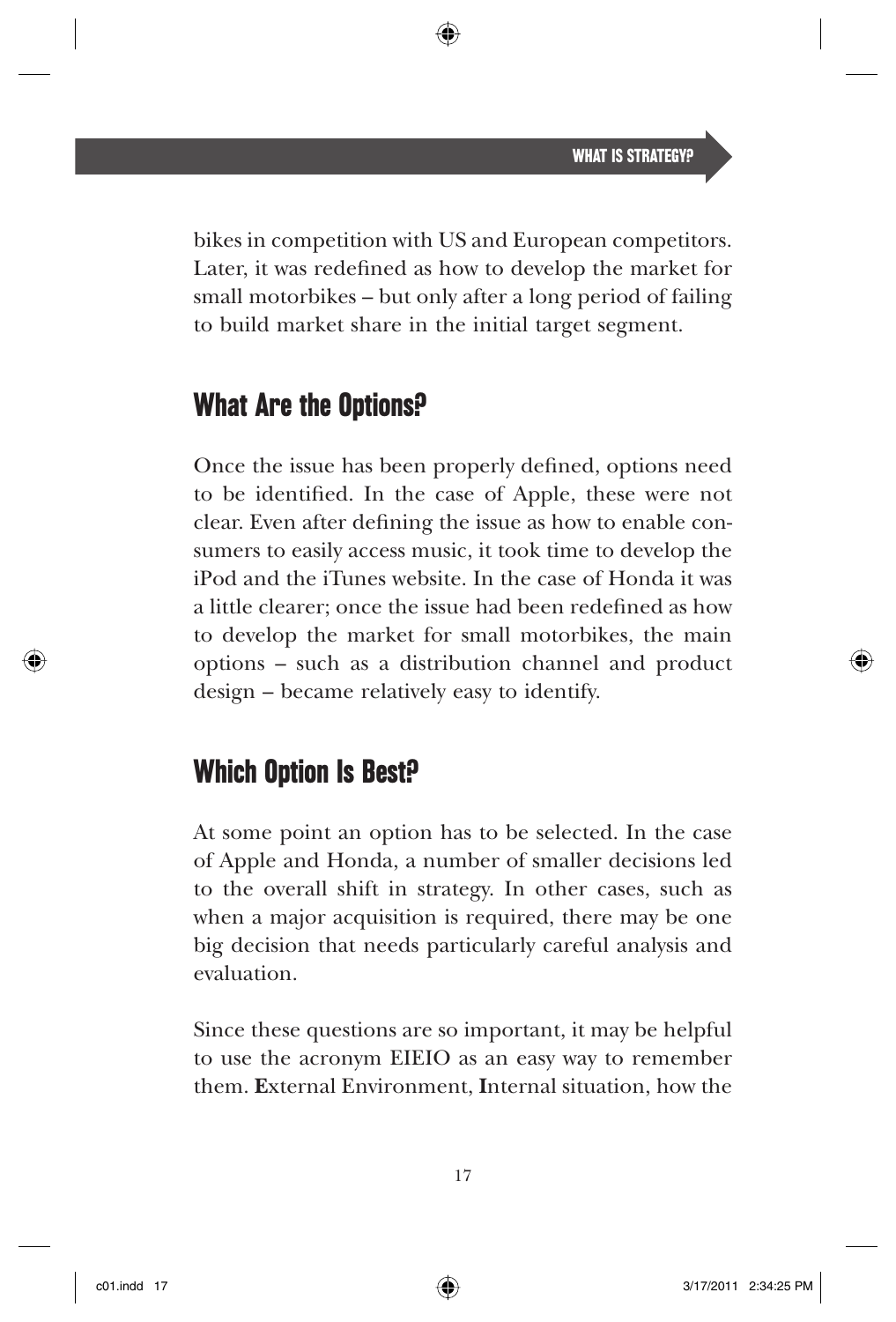bikes in competition with US and European competitors. Later, it was redefined as how to develop the market for small motorbikes – but only after a long period of failing to build market share in the initial target segment.

## What Are the Options?

Once the issue has been properly defined, options need to be identified. In the case of Apple, these were not clear. Even after defining the issue as how to enable consumers to easily access music, it took time to develop the iPod and the iTunes website. In the case of Honda it was a little clearer; once the issue had been redefined as how to develop the market for small motorbikes, the main options – such as a distribution channel and product design – became relatively easy to identify.

## Which Option Is Best?

At some point an option has to be selected. In the case of Apple and Honda, a number of smaller decisions led to the overall shift in strategy. In other cases, such as when a major acquisition is required, there may be one big decision that needs particularly careful analysis and evaluation.

Since these questions are so important, it may be helpful to use the acronym EIEIO as an easy way to remember them. **E**xternal Environment, **I**nternal situation, how the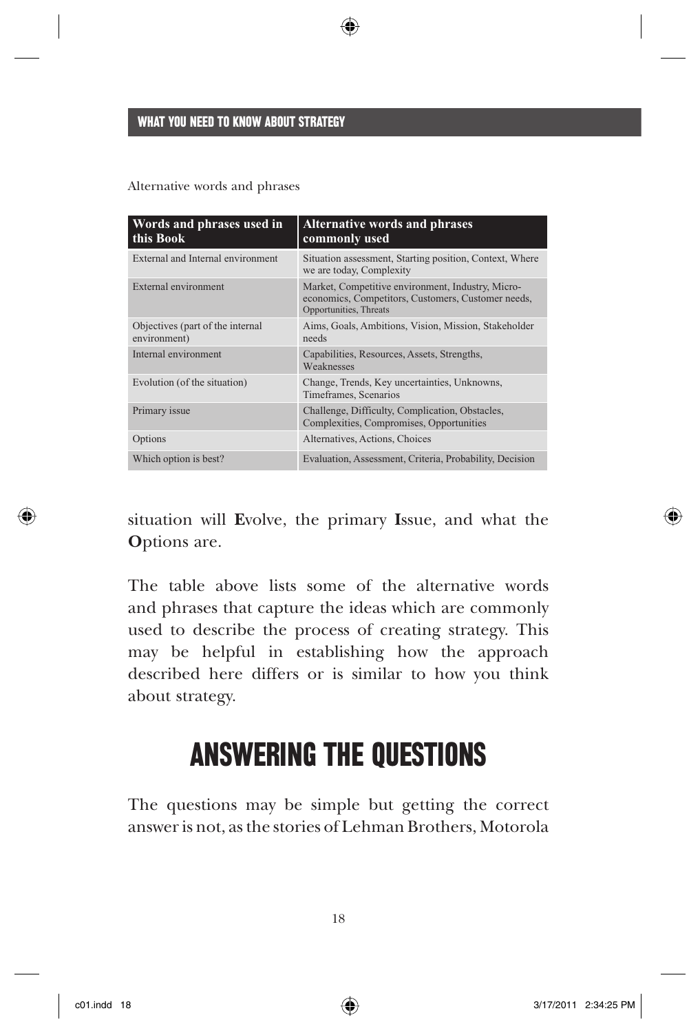Alternative words and phrases

| Words and phrases used in this Book | Alternative words and phrases commonly used |
|---|---|
| External and Internal environment | Situation assessment, Starting position, Context, Where we are today, Complexity |
| External environment | Market, Competitive environment, Industry, Micro-economics, Competitors, Customers, Customer needs, Opportunities, Threats |
| Objectives (part of the internal environment) | Aims, Goals, Ambitions, Vision, Mission, Stakeholder needs |
| Internal environment | Capabilities, Resources, Assets, Strengths, Weaknesses |
| Evolution (of the situation) | Change, Trends, Key uncertainties, Unknowns, Timeframes, Scenarios |
| Primary issue | Challenge, Difficulty, Complication, Obstacles, Complexities, Compromises, Opportunities |
| Options | Alternatives, Actions, Choices |
| Which option is best? | Evaluation, Assessment, Criteria, Probability, Decision |

situation will **E**volve, the primary **I**ssue, and what the **O**ptions are.

The table above lists some of the alternative words and phrases that capture the ideas which are commonly used to describe the process of creating strategy. This may be helpful in establishing how the approach described here differs or is similar to how you think about strategy.

## ANSWERING THE QUESTIONS

The questions may be simple but getting the correct answer is not, as the stories of Lehman Brothers, Motorola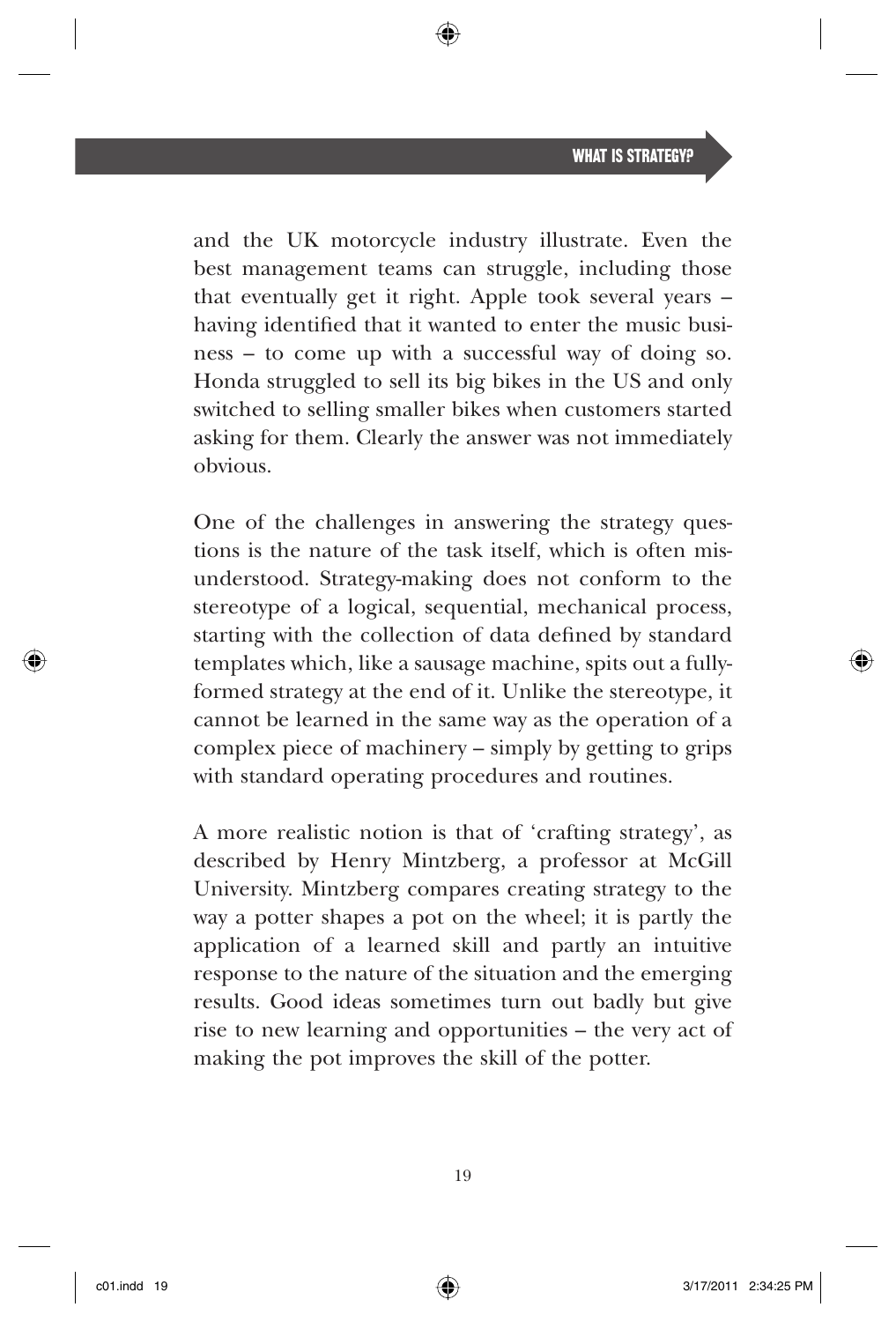and the UK motorcycle industry illustrate. Even the best management teams can struggle, including those that eventually get it right. Apple took several years – having identified that it wanted to enter the music business – to come up with a successful way of doing so. Honda struggled to sell its big bikes in the US and only switched to selling smaller bikes when customers started asking for them. Clearly the answer was not immediately obvious.

One of the challenges in answering the strategy questions is the nature of the task itself, which is often misunderstood. Strategy-making does not conform to the stereotype of a logical, sequential, mechanical process, starting with the collection of data defined by standard templates which, like a sausage machine, spits out a fully-formed strategy at the end of it. Unlike the stereotype, it cannot be learned in the same way as the operation of a complex piece of machinery – simply by getting to grips with standard operating procedures and routines.

A more realistic notion is that of 'crafting strategy', as described by Henry Mintzberg, a professor at McGill University. Mintzberg compares creating strategy to the way a potter shapes a pot on the wheel; it is partly the application of a learned skill and partly an intuitive response to the nature of the situation and the emerging results. Good ideas sometimes turn out badly but give rise to new learning and opportunities – the very act of making the pot improves the skill of the potter.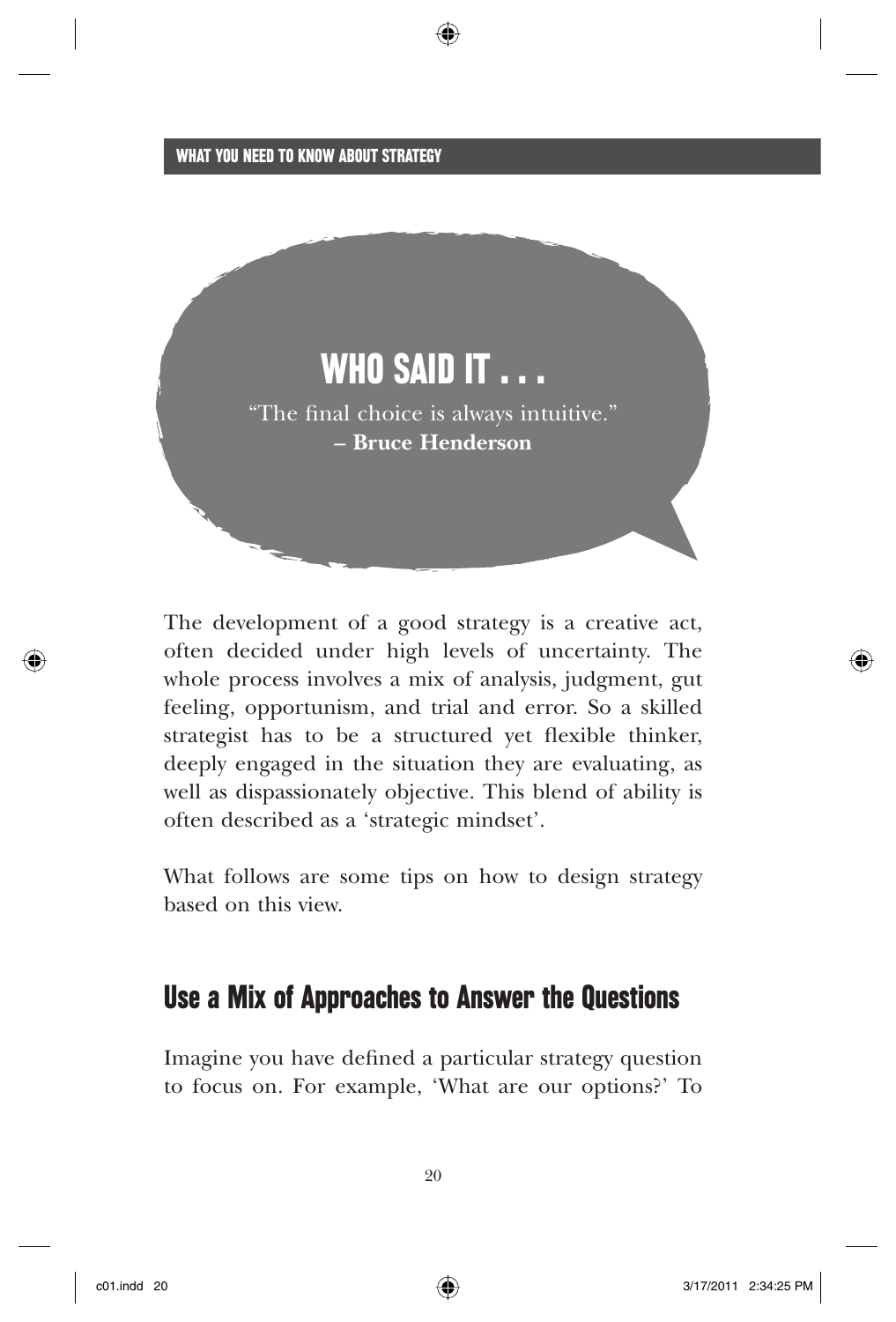## WHO SAID IT . . .

"The final choice is always intuitive."
**– Bruce Henderson**

The development of a good strategy is a creative act, often decided under high levels of uncertainty. The whole process involves a mix of analysis, judgment, gut feeling, opportunism, and trial and error. So a skilled strategist has to be a structured yet flexible thinker, deeply engaged in the situation they are evaluating, as well as dispassionately objective. This blend of ability is often described as a 'strategic mindset'.

What follows are some tips on how to design strategy based on this view.

## Use a Mix of Approaches to Answer the Questions

Imagine you have defined a particular strategy question to focus on. For example, 'What are our options?' To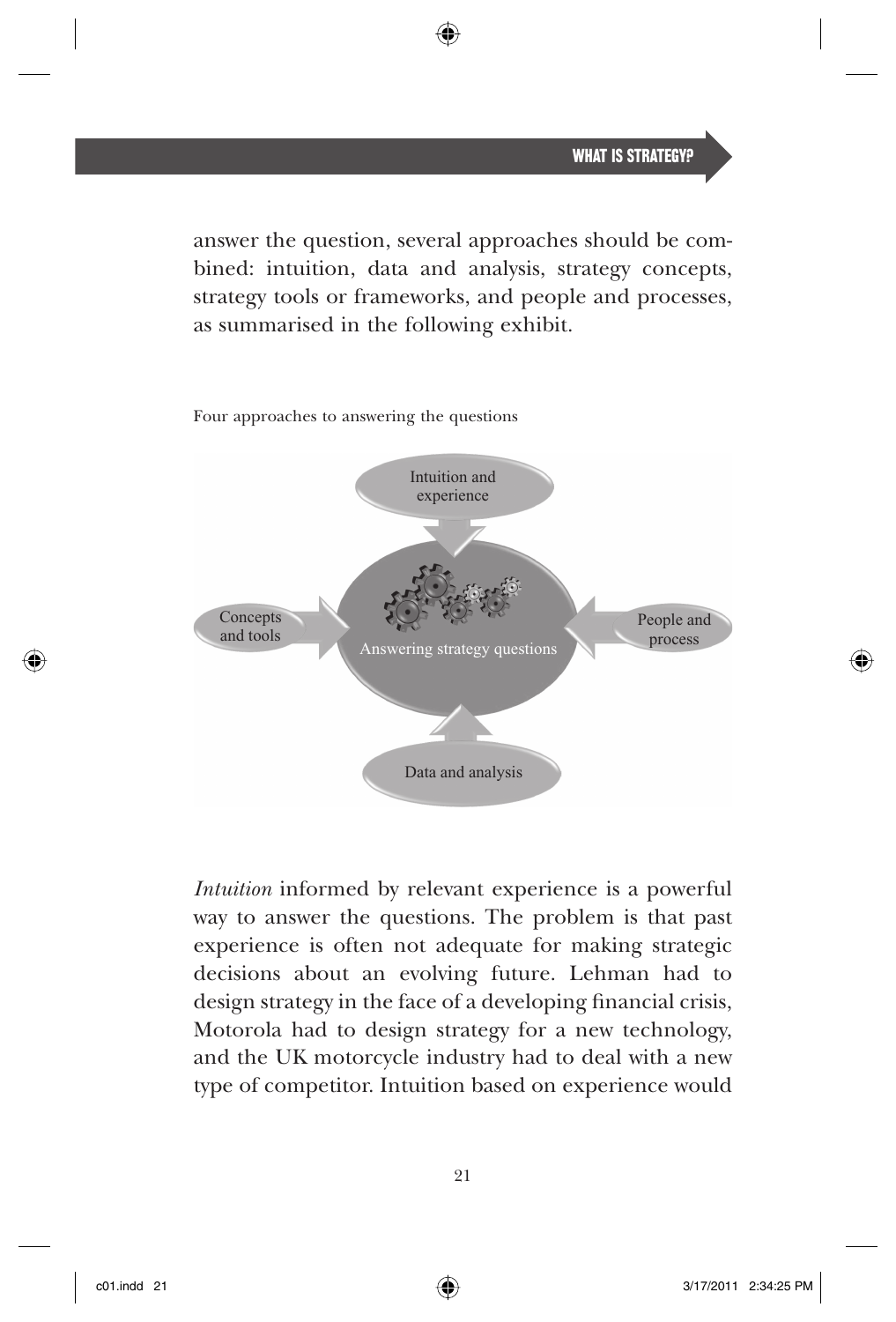answer the question, several approaches should be combined: intuition, data and analysis, strategy concepts, strategy tools or frameworks, and people and processes, as summarised in the following exhibit.

Four approaches to answering the questions

Intuition and experience

Concepts and tools

Answering strategy questions

People and process

Data and analysis

*Intuition* informed by relevant experience is a powerful way to answer the questions. The problem is that past experience is often not adequate for making strategic decisions about an evolving future. Lehman had to design strategy in the face of a developing financial crisis, Motorola had to design strategy for a new technology, and the UK motorcycle industry had to deal with a new type of competitor. Intuition based on experience would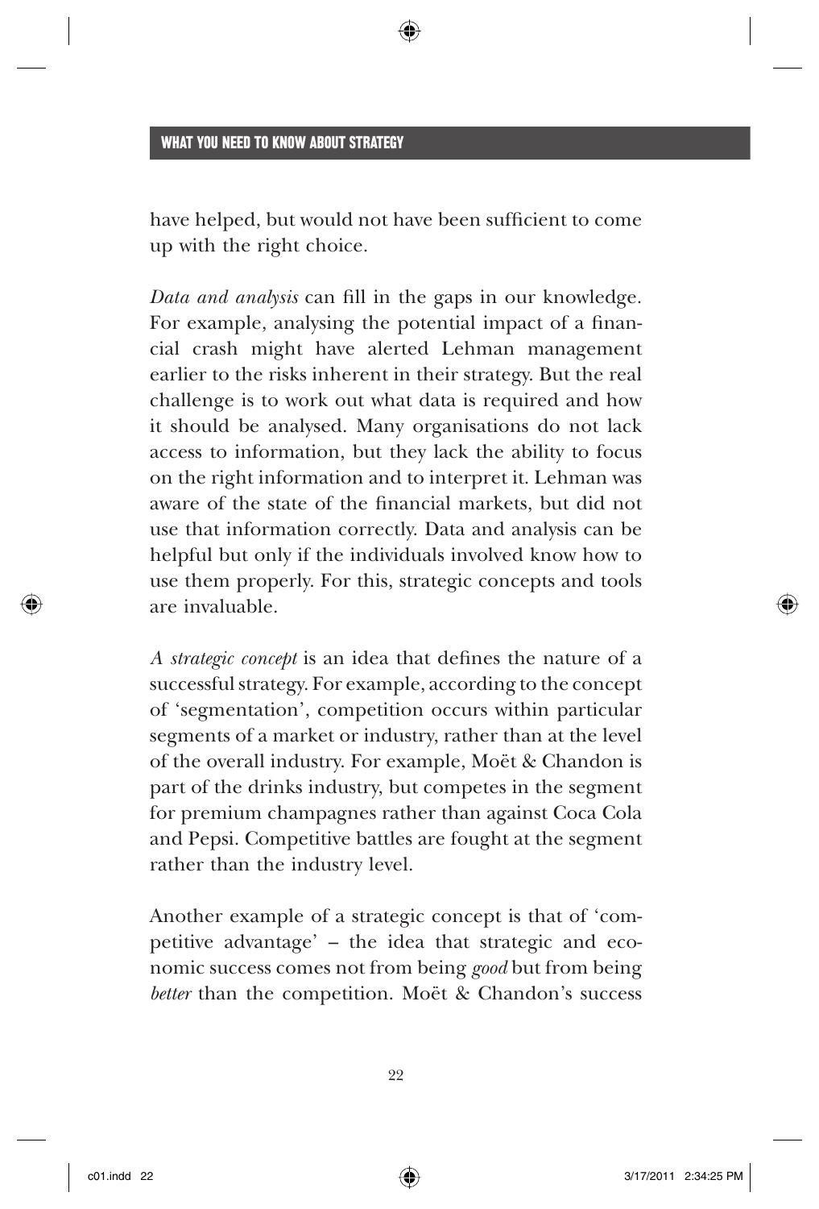have helped, but would not have been sufficient to come up with the right choice.

*Data and analysis* can fill in the gaps in our knowledge. For example, analysing the potential impact of a financial crash might have alerted Lehman management earlier to the risks inherent in their strategy. But the real challenge is to work out what data is required and how it should be analysed. Many organisations do not lack access to information, but they lack the ability to focus on the right information and to interpret it. Lehman was aware of the state of the financial markets, but did not use that information correctly. Data and analysis can be helpful but only if the individuals involved know how to use them properly. For this, strategic concepts and tools are invaluable.

*A strategic concept* is an idea that defines the nature of a successful strategy. For example, according to the concept of 'segmentation', competition occurs within particular segments of a market or industry, rather than at the level of the overall industry. For example, Moët & Chandon is part of the drinks industry, but competes in the segment for premium champagnes rather than against Coca Cola and Pepsi. Competitive battles are fought at the segment rather than the industry level.

Another example of a strategic concept is that of 'competitive advantage' – the idea that strategic and economic success comes not from being *good* but from being *better* than the competition. Moët & Chandon's success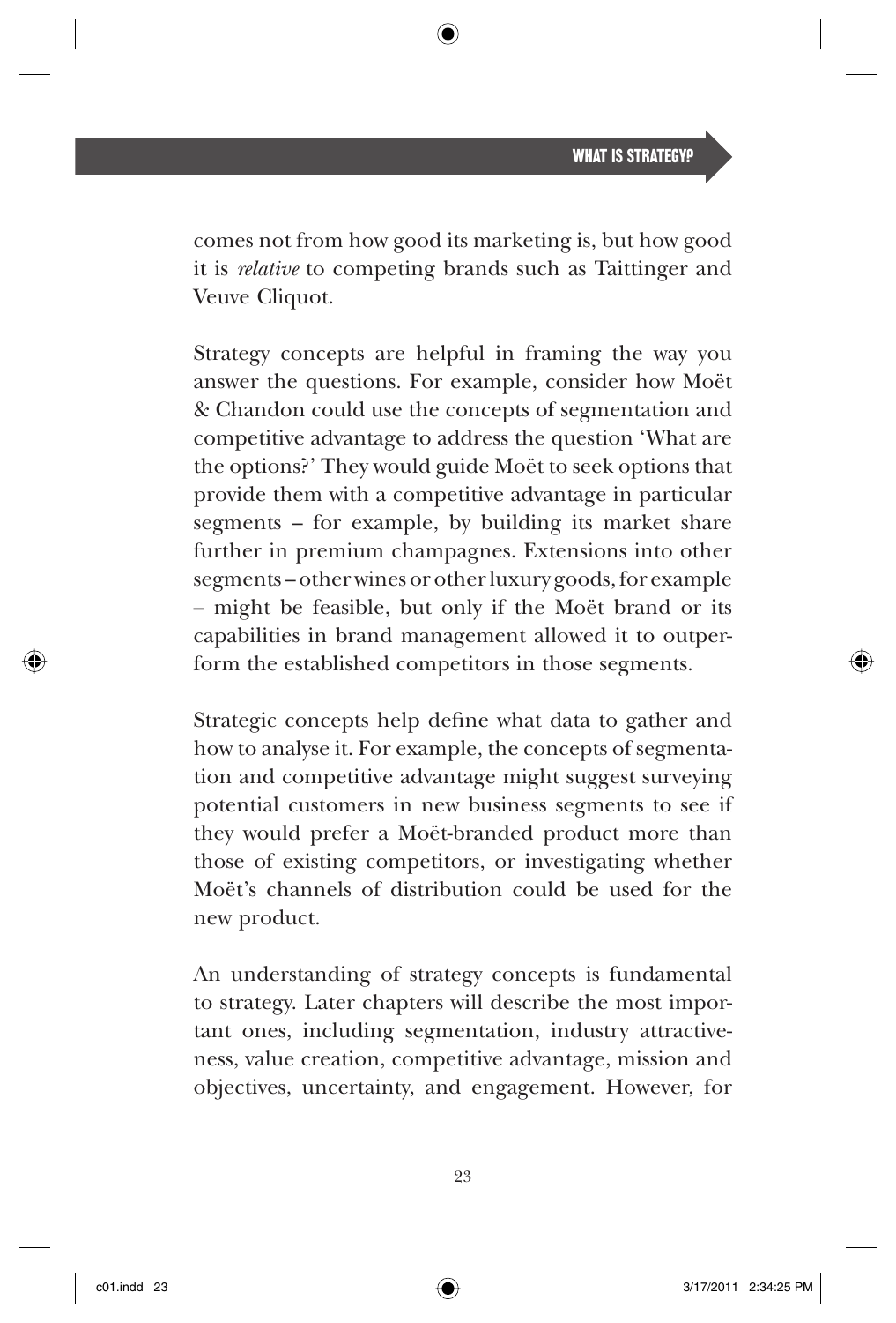comes not from how good its marketing is, but how good it is *relative* to competing brands such as Taittinger and Veuve Cliquot.

Strategy concepts are helpful in framing the way you answer the questions. For example, consider how Moët & Chandon could use the concepts of segmentation and competitive advantage to address the question 'What are the options?' They would guide Moët to seek options that provide them with a competitive advantage in particular segments – for example, by building its market share further in premium champagnes. Extensions into other segments – other wines or other luxury goods, for example – might be feasible, but only if the Moët brand or its capabilities in brand management allowed it to outperform the established competitors in those segments.

Strategic concepts help define what data to gather and how to analyse it. For example, the concepts of segmentation and competitive advantage might suggest surveying potential customers in new business segments to see if they would prefer a Moët-branded product more than those of existing competitors, or investigating whether Moët's channels of distribution could be used for the new product.

An understanding of strategy concepts is fundamental to strategy. Later chapters will describe the most important ones, including segmentation, industry attractiveness, value creation, competitive advantage, mission and objectives, uncertainty, and engagement. However, for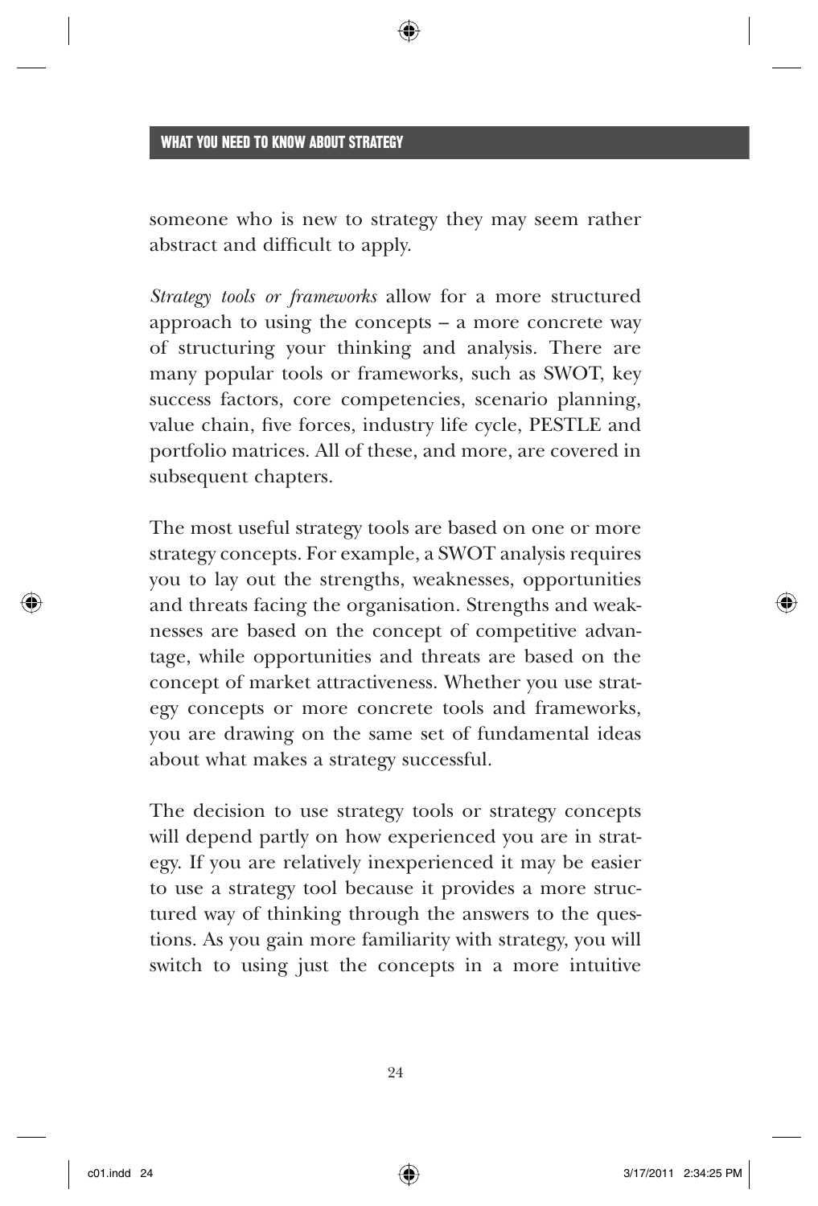someone who is new to strategy they may seem rather abstract and difficult to apply.

*Strategy tools or frameworks* allow for a more structured approach to using the concepts – a more concrete way of structuring your thinking and analysis. There are many popular tools or frameworks, such as SWOT, key success factors, core competencies, scenario planning, value chain, five forces, industry life cycle, PESTLE and portfolio matrices. All of these, and more, are covered in subsequent chapters.

The most useful strategy tools are based on one or more strategy concepts. For example, a SWOT analysis requires you to lay out the strengths, weaknesses, opportunities and threats facing the organisation. Strengths and weaknesses are based on the concept of competitive advantage, while opportunities and threats are based on the concept of market attractiveness. Whether you use strategy concepts or more concrete tools and frameworks, you are drawing on the same set of fundamental ideas about what makes a strategy successful.

The decision to use strategy tools or strategy concepts will depend partly on how experienced you are in strategy. If you are relatively inexperienced it may be easier to use a strategy tool because it provides a more structured way of thinking through the answers to the questions. As you gain more familiarity with strategy, you will switch to using just the concepts in a more intuitive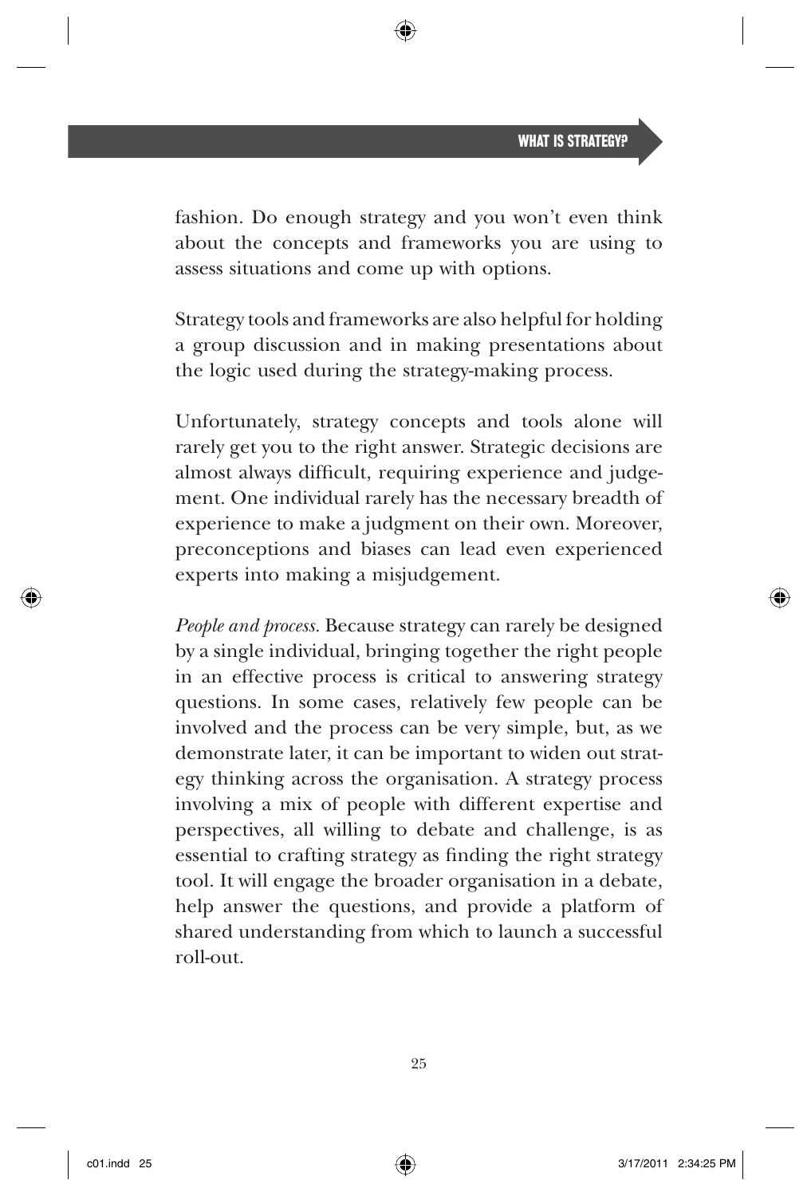fashion. Do enough strategy and you won't even think about the concepts and frameworks you are using to assess situations and come up with options.

Strategy tools and frameworks are also helpful for holding a group discussion and in making presentations about the logic used during the strategy-making process.

Unfortunately, strategy concepts and tools alone will rarely get you to the right answer. Strategic decisions are almost always difficult, requiring experience and judgement. One individual rarely has the necessary breadth of experience to make a judgment on their own. Moreover, preconceptions and biases can lead even experienced experts into making a misjudgement.

*People and process.* Because strategy can rarely be designed by a single individual, bringing together the right people in an effective process is critical to answering strategy questions. In some cases, relatively few people can be involved and the process can be very simple, but, as we demonstrate later, it can be important to widen out strategy thinking across the organisation. A strategy process involving a mix of people with different expertise and perspectives, all willing to debate and challenge, is as essential to crafting strategy as finding the right strategy tool. It will engage the broader organisation in a debate, help answer the questions, and provide a platform of shared understanding from which to launch a successful roll-out.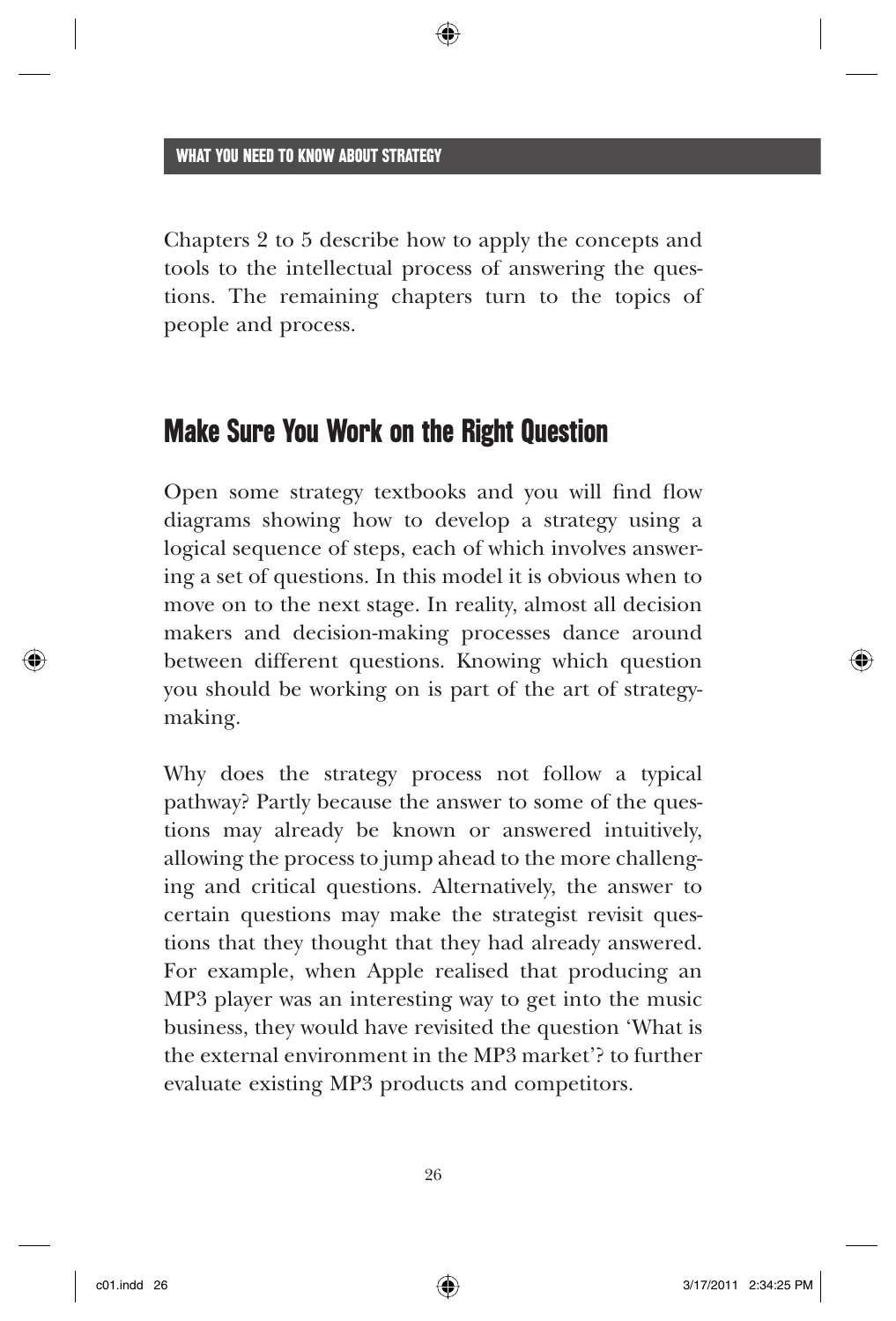Chapters 2 to 5 describe how to apply the concepts and tools to the intellectual process of answering the questions. The remaining chapters turn to the topics of people and process.

## Make Sure You Work on the Right Question

Open some strategy textbooks and you will find flow diagrams showing how to develop a strategy using a logical sequence of steps, each of which involves answering a set of questions. In this model it is obvious when to move on to the next stage. In reality, almost all decision makers and decision-making processes dance around between different questions. Knowing which question you should be working on is part of the art of strategy-making.

Why does the strategy process not follow a typical pathway? Partly because the answer to some of the questions may already be known or answered intuitively, allowing the process to jump ahead to the more challenging and critical questions. Alternatively, the answer to certain questions may make the strategist revisit questions that they thought that they had already answered. For example, when Apple realised that producing an MP3 player was an interesting way to get into the music business, they would have revisited the question 'What is the external environment in the MP3 market'? to further evaluate existing MP3 products and competitors.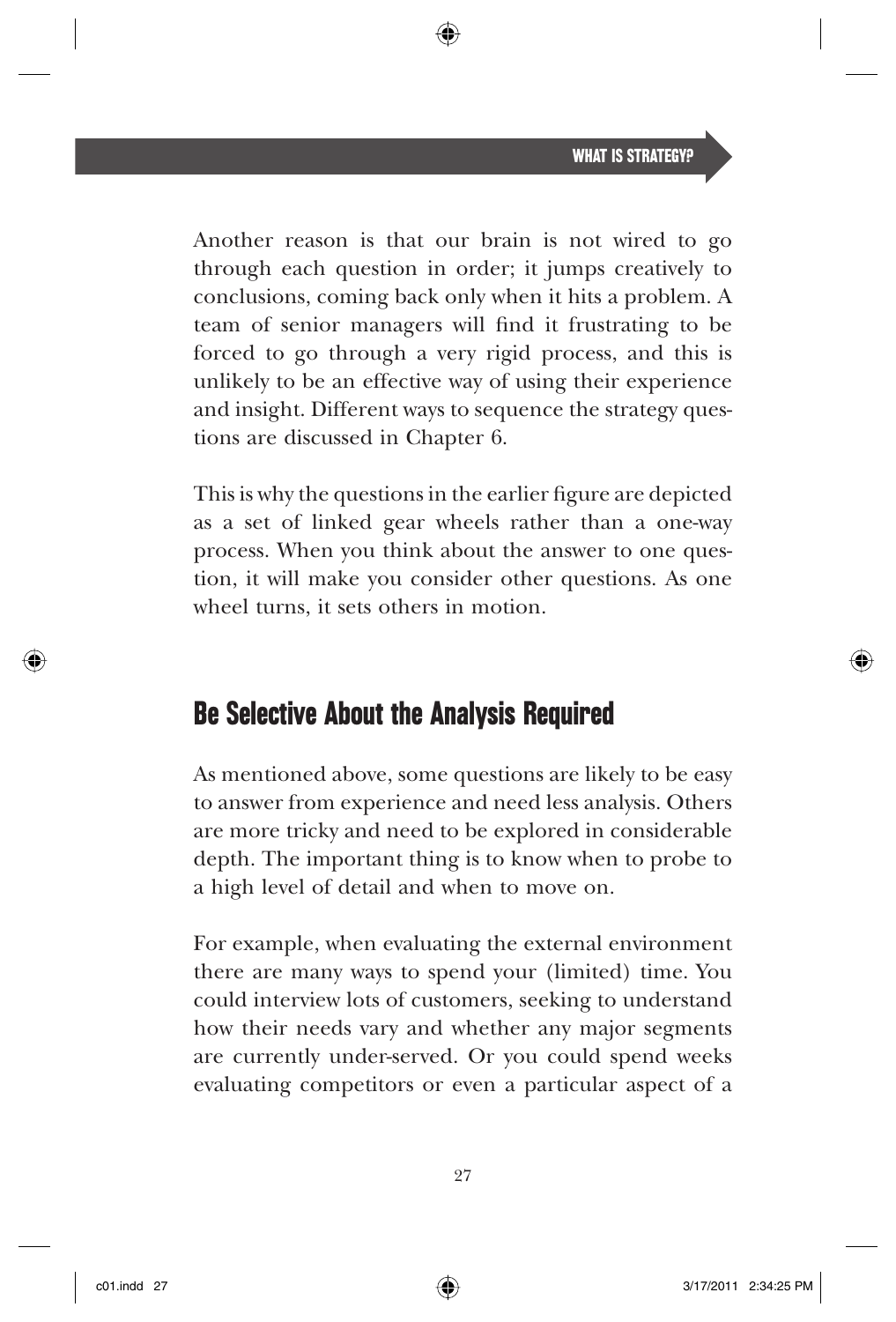Another reason is that our brain is not wired to go through each question in order; it jumps creatively to conclusions, coming back only when it hits a problem. A team of senior managers will find it frustrating to be forced to go through a very rigid process, and this is unlikely to be an effective way of using their experience and insight. Different ways to sequence the strategy questions are discussed in Chapter 6.

This is why the questions in the earlier figure are depicted as a set of linked gear wheels rather than a one-way process. When you think about the answer to one question, it will make you consider other questions. As one wheel turns, it sets others in motion.

## Be Selective About the Analysis Required

As mentioned above, some questions are likely to be easy to answer from experience and need less analysis. Others are more tricky and need to be explored in considerable depth. The important thing is to know when to probe to a high level of detail and when to move on.

For example, when evaluating the external environment there are many ways to spend your (limited) time. You could interview lots of customers, seeking to understand how their needs vary and whether any major segments are currently under-served. Or you could spend weeks evaluating competitors or even a particular aspect of a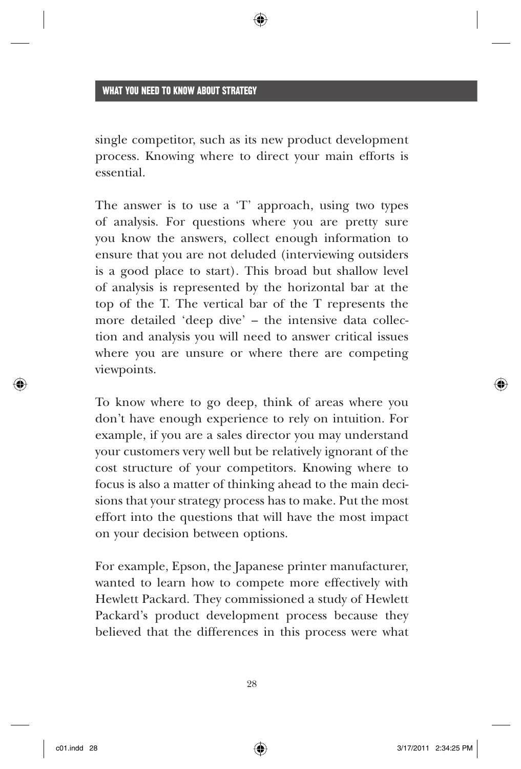single competitor, such as its new product development process. Knowing where to direct your main efforts is essential.

The answer is to use a 'T' approach, using two types of analysis. For questions where you are pretty sure you know the answers, collect enough information to ensure that you are not deluded (interviewing outsiders is a good place to start). This broad but shallow level of analysis is represented by the horizontal bar at the top of the T. The vertical bar of the T represents the more detailed 'deep dive' – the intensive data collection and analysis you will need to answer critical issues where you are unsure or where there are competing viewpoints.

To know where to go deep, think of areas where you don't have enough experience to rely on intuition. For example, if you are a sales director you may understand your customers very well but be relatively ignorant of the cost structure of your competitors. Knowing where to focus is also a matter of thinking ahead to the main decisions that your strategy process has to make. Put the most effort into the questions that will have the most impact on your decision between options.

For example, Epson, the Japanese printer manufacturer, wanted to learn how to compete more effectively with Hewlett Packard. They commissioned a study of Hewlett Packard's product development process because they believed that the differences in this process were what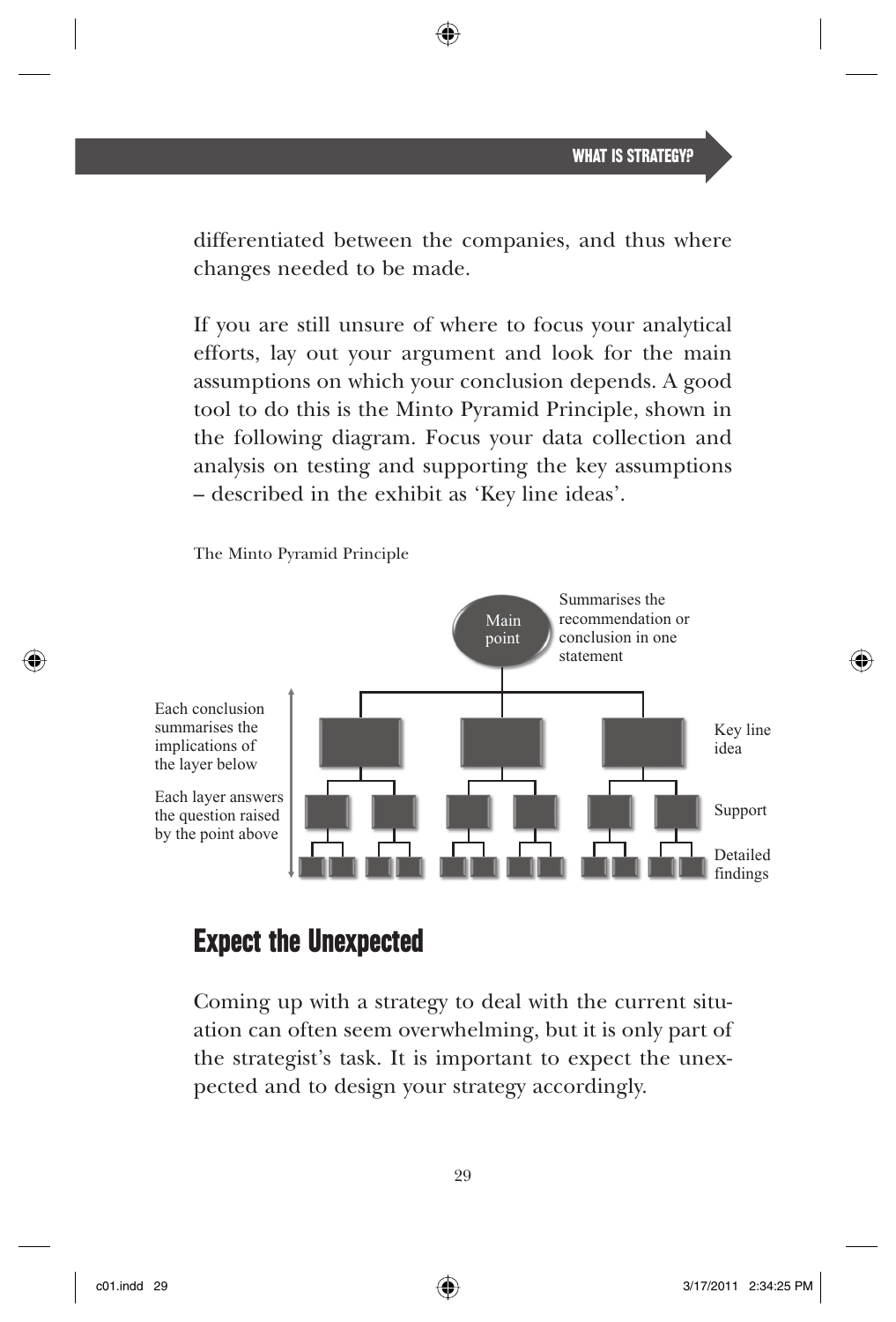differentiated between the companies, and thus where changes needed to be made.

If you are still unsure of where to focus your analytical efforts, lay out your argument and look for the main assumptions on which your conclusion depends. A good tool to do this is the Minto Pyramid Principle, shown in the following diagram. Focus your data collection and analysis on testing and supporting the key assumptions – described in the exhibit as 'Key line ideas'.

The Minto Pyramid Principle

Main point — Summarises the recommendation or conclusion in one statement

Key line idea

Support

Detailed findings

Each conclusion summarises the implications of the layer below

Each layer answers the question raised by the point above

## Expect the Unexpected

Coming up with a strategy to deal with the current situation can often seem overwhelming, but it is only part of the strategist's task. It is important to expect the unexpected and to design your strategy accordingly.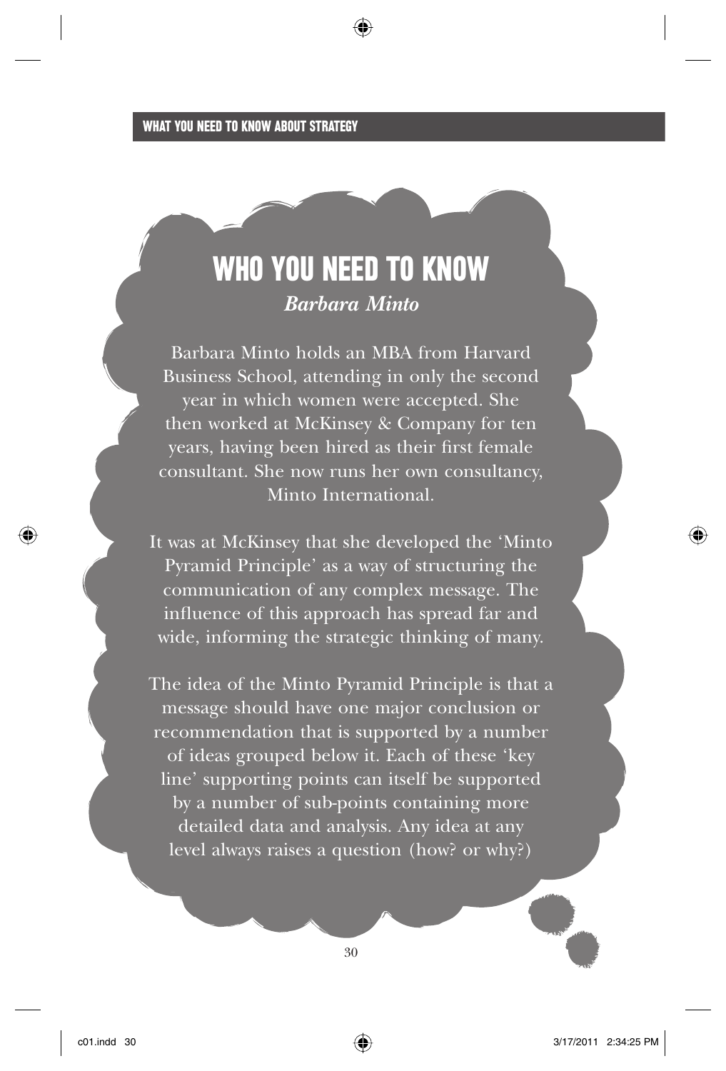## WHO YOU NEED TO KNOW

*Barbara Minto*

Barbara Minto holds an MBA from Harvard Business School, attending in only the second year in which women were accepted. She then worked at McKinsey & Company for ten years, having been hired as their first female consultant. She now runs her own consultancy, Minto International.

It was at McKinsey that she developed the 'Minto Pyramid Principle' as a way of structuring the communication of any complex message. The influence of this approach has spread far and wide, informing the strategic thinking of many.

The idea of the Minto Pyramid Principle is that a message should have one major conclusion or recommendation that is supported by a number of ideas grouped below it. Each of these 'key line' supporting points can itself be supported by a number of sub-points containing more detailed data and analysis. Any idea at any level always raises a question (how? or why?)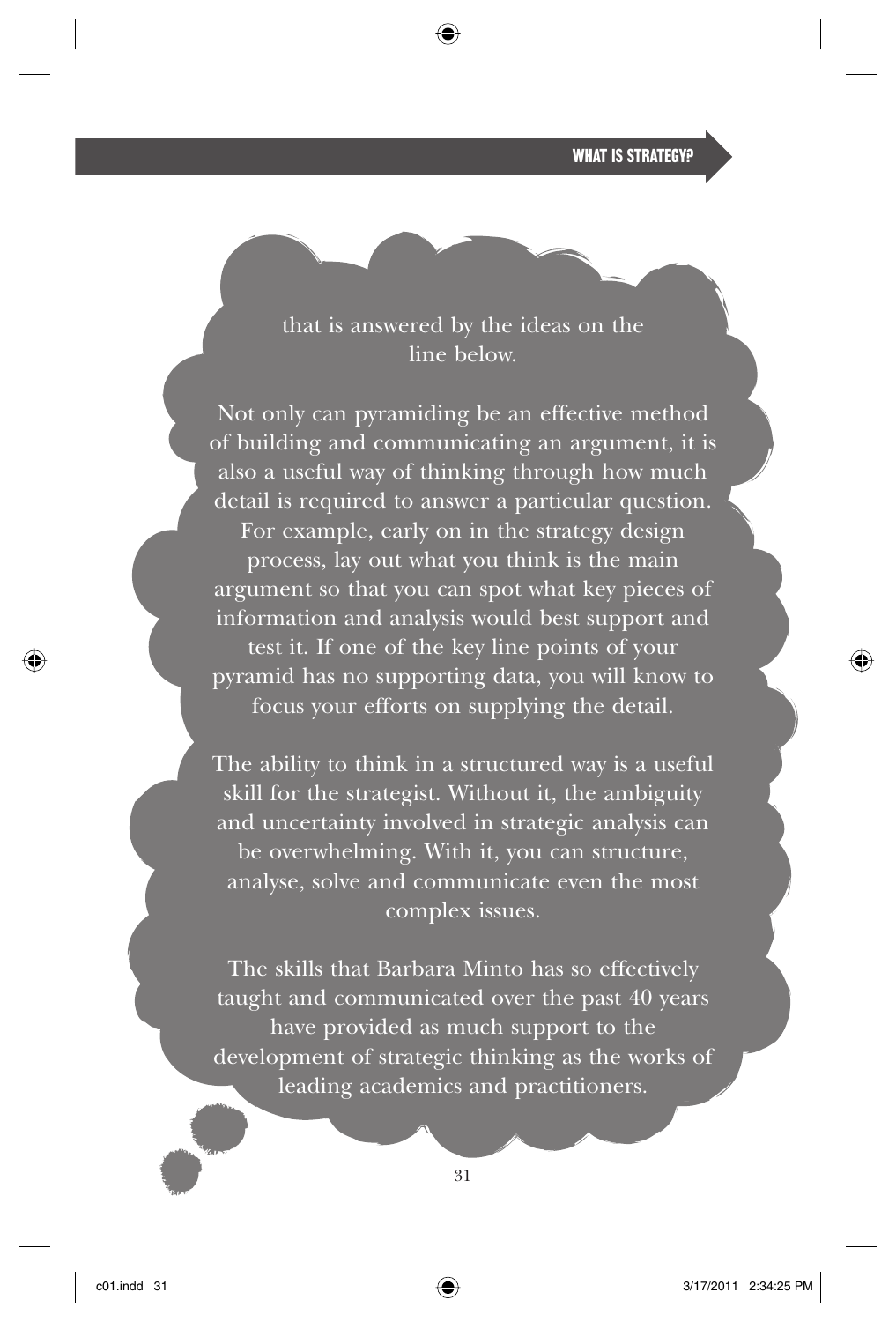that is answered by the ideas on the line below.

Not only can pyramiding be an effective method of building and communicating an argument, it is also a useful way of thinking through how much detail is required to answer a particular question. For example, early on in the strategy design process, lay out what you think is the main argument so that you can spot what key pieces of information and analysis would best support and test it. If one of the key line points of your pyramid has no supporting data, you will know to focus your efforts on supplying the detail.

The ability to think in a structured way is a useful skill for the strategist. Without it, the ambiguity and uncertainty involved in strategic analysis can be overwhelming. With it, you can structure, analyse, solve and communicate even the most complex issues.

The skills that Barbara Minto has so effectively taught and communicated over the past 40 years have provided as much support to the development of strategic thinking as the works of leading academics and practitioners.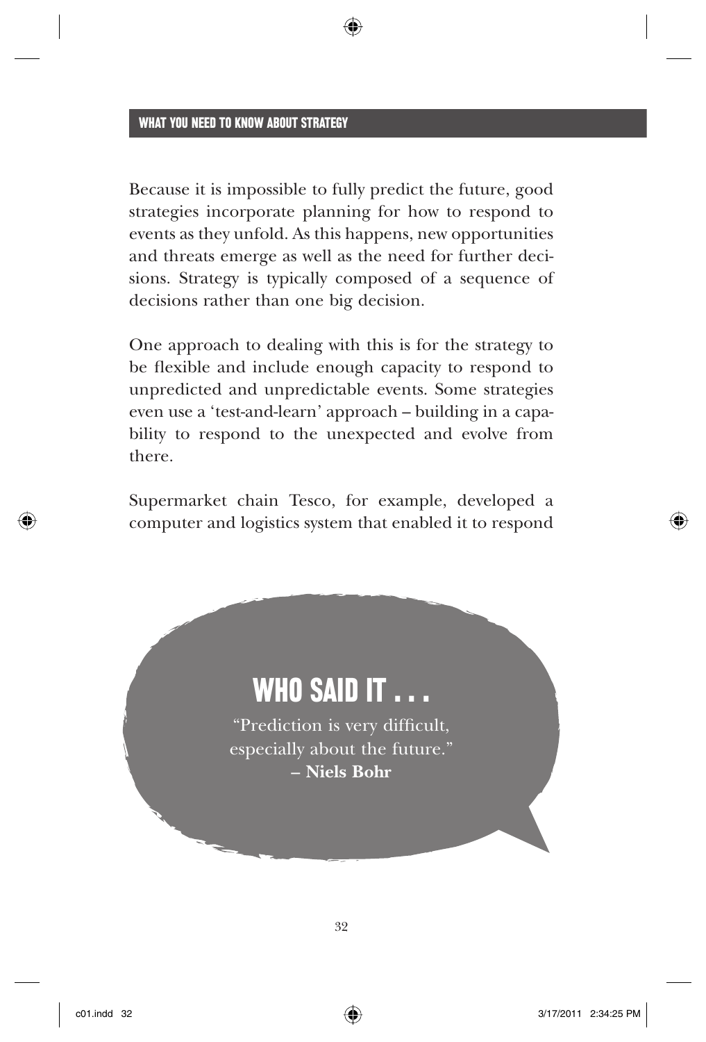Because it is impossible to fully predict the future, good strategies incorporate planning for how to respond to events as they unfold. As this happens, new opportunities and threats emerge as well as the need for further decisions. Strategy is typically composed of a sequence of decisions rather than one big decision.

One approach to dealing with this is for the strategy to be flexible and include enough capacity to respond to unpredicted and unpredictable events. Some strategies even use a 'test-and-learn' approach – building in a capability to respond to the unexpected and evolve from there.

Supermarket chain Tesco, for example, developed a computer and logistics system that enabled it to respond

> **WHO SAID IT . . .**
>
> "Prediction is very difficult, especially about the future."
> **– Niels Bohr**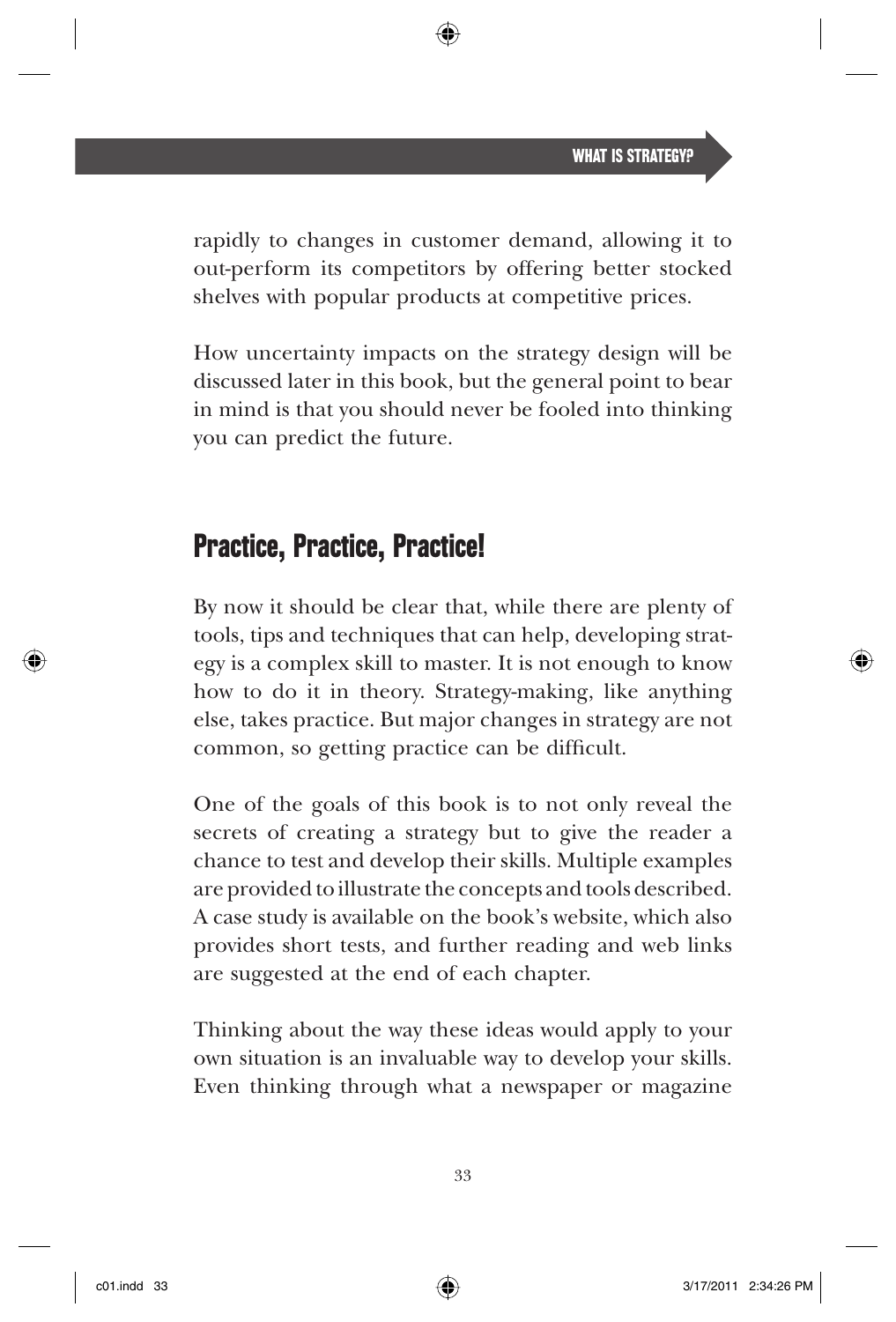rapidly to changes in customer demand, allowing it to out-perform its competitors by offering better stocked shelves with popular products at competitive prices.

How uncertainty impacts on the strategy design will be discussed later in this book, but the general point to bear in mind is that you should never be fooled into thinking you can predict the future.

## Practice, Practice, Practice!

By now it should be clear that, while there are plenty of tools, tips and techniques that can help, developing strategy is a complex skill to master. It is not enough to know how to do it in theory. Strategy-making, like anything else, takes practice. But major changes in strategy are not common, so getting practice can be difficult.

One of the goals of this book is to not only reveal the secrets of creating a strategy but to give the reader a chance to test and develop their skills. Multiple examples are provided to illustrate the concepts and tools described. A case study is available on the book's website, which also provides short tests, and further reading and web links are suggested at the end of each chapter.

Thinking about the way these ideas would apply to your own situation is an invaluable way to develop your skills. Even thinking through what a newspaper or magazine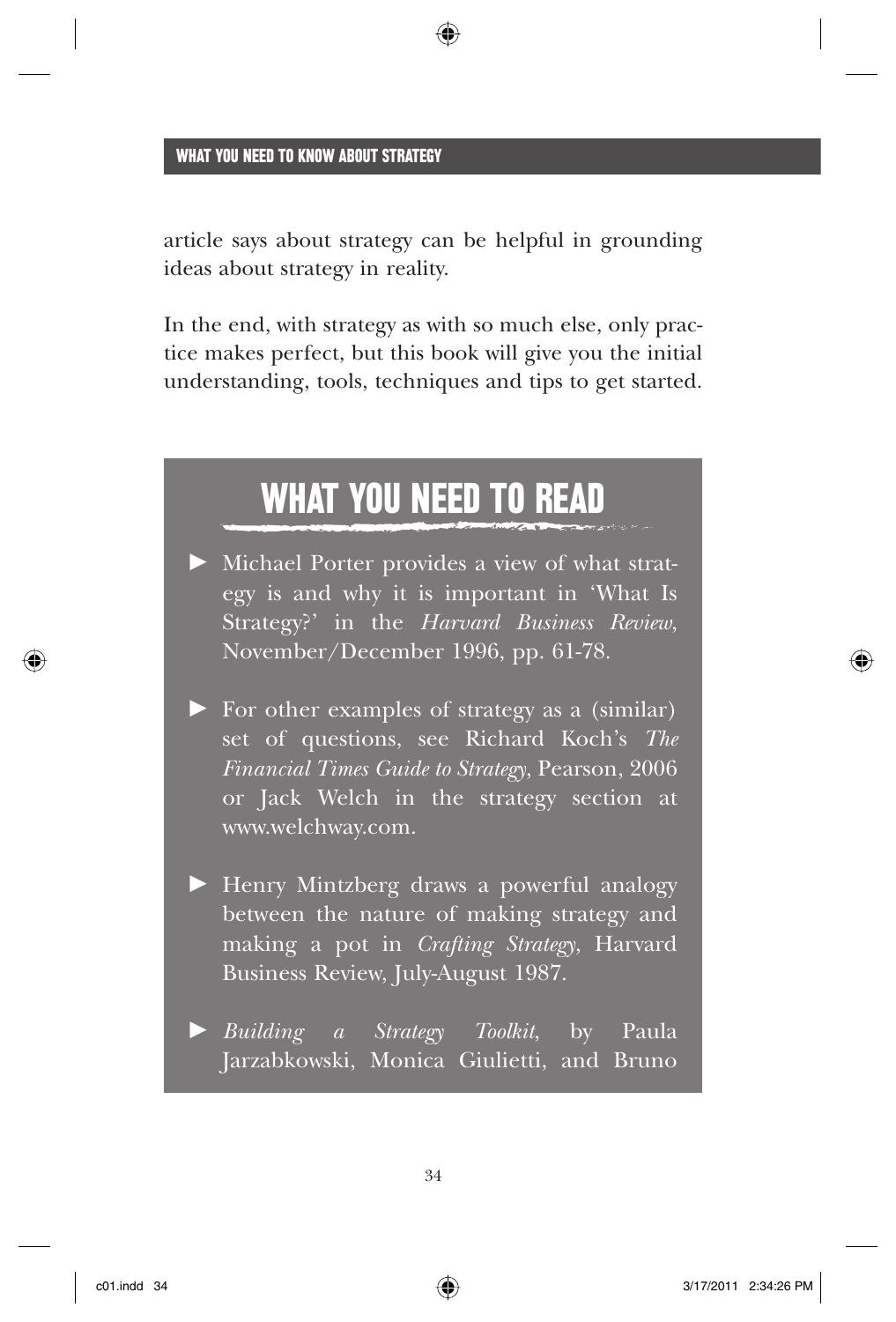article says about strategy can be helpful in grounding ideas about strategy in reality.

In the end, with strategy as with so much else, only practice makes perfect, but this book will give you the initial understanding, tools, techniques and tips to get started.

## WHAT YOU NEED TO READ

- Michael Porter provides a view of what strategy is and why it is important in 'What Is Strategy?' in the *Harvard Business Review*, November/December 1996, pp. 61-78.
- For other examples of strategy as a (similar) set of questions, see Richard Koch's *The Financial Times Guide to Strategy*, Pearson, 2006 or Jack Welch in the strategy section at www.welchway.com.
- Henry Mintzberg draws a powerful analogy between the nature of making strategy and making a pot in *Crafting Strategy*, Harvard Business Review, July-August 1987.
- *Building a Strategy Toolkit*, by Paula Jarzabkowski, Monica Giulietti, and Bruno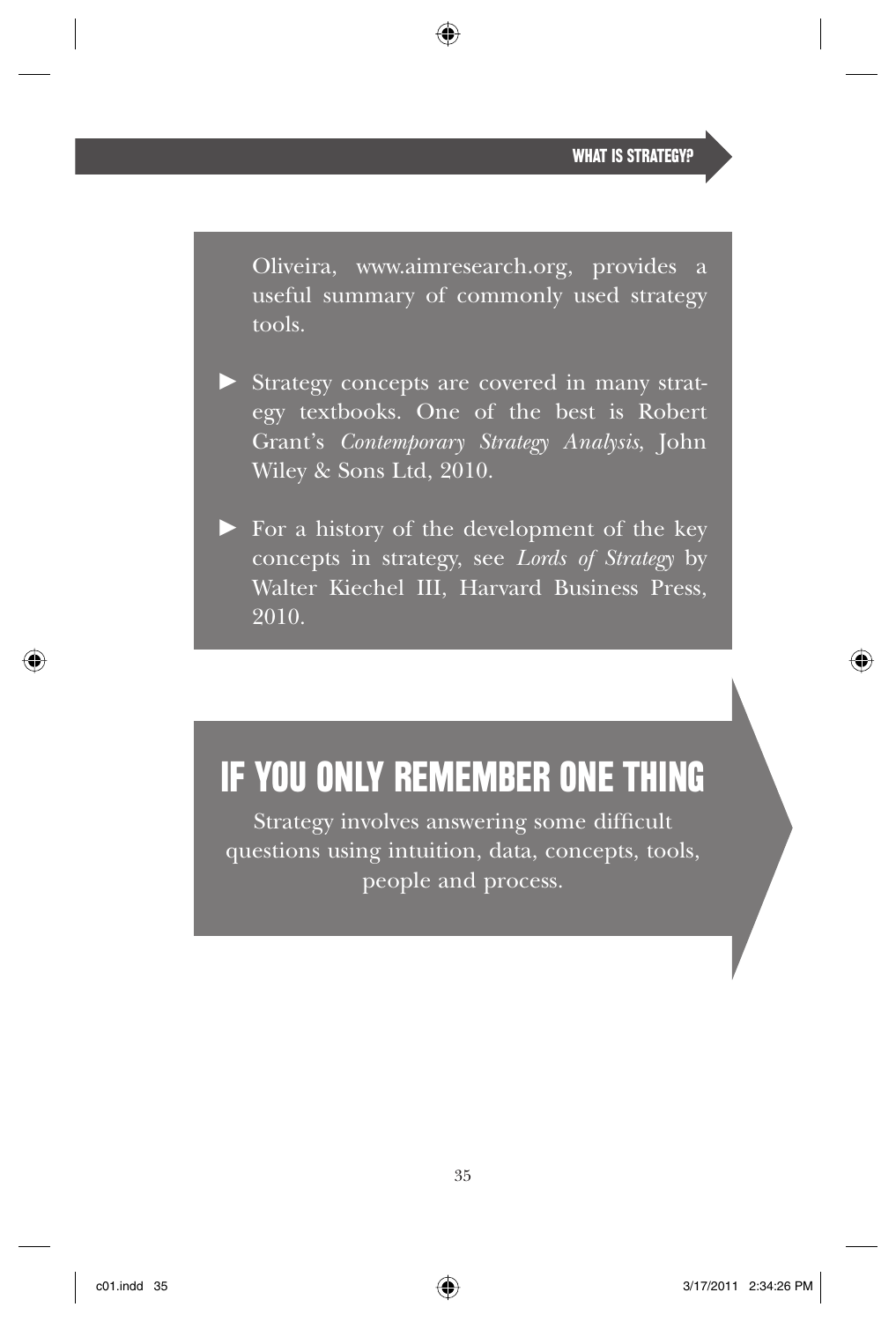Oliveira, www.aimresearch.org, provides a useful summary of commonly used strategy tools.

- Strategy concepts are covered in many strategy textbooks. One of the best is Robert Grant's *Contemporary Strategy Analysis*, John Wiley & Sons Ltd, 2010.

- For a history of the development of the key concepts in strategy, see *Lords of Strategy* by Walter Kiechel III, Harvard Business Press, 2010.

## IF YOU ONLY REMEMBER ONE THING

Strategy involves answering some difficult questions using intuition, data, concepts, tools, people and process.